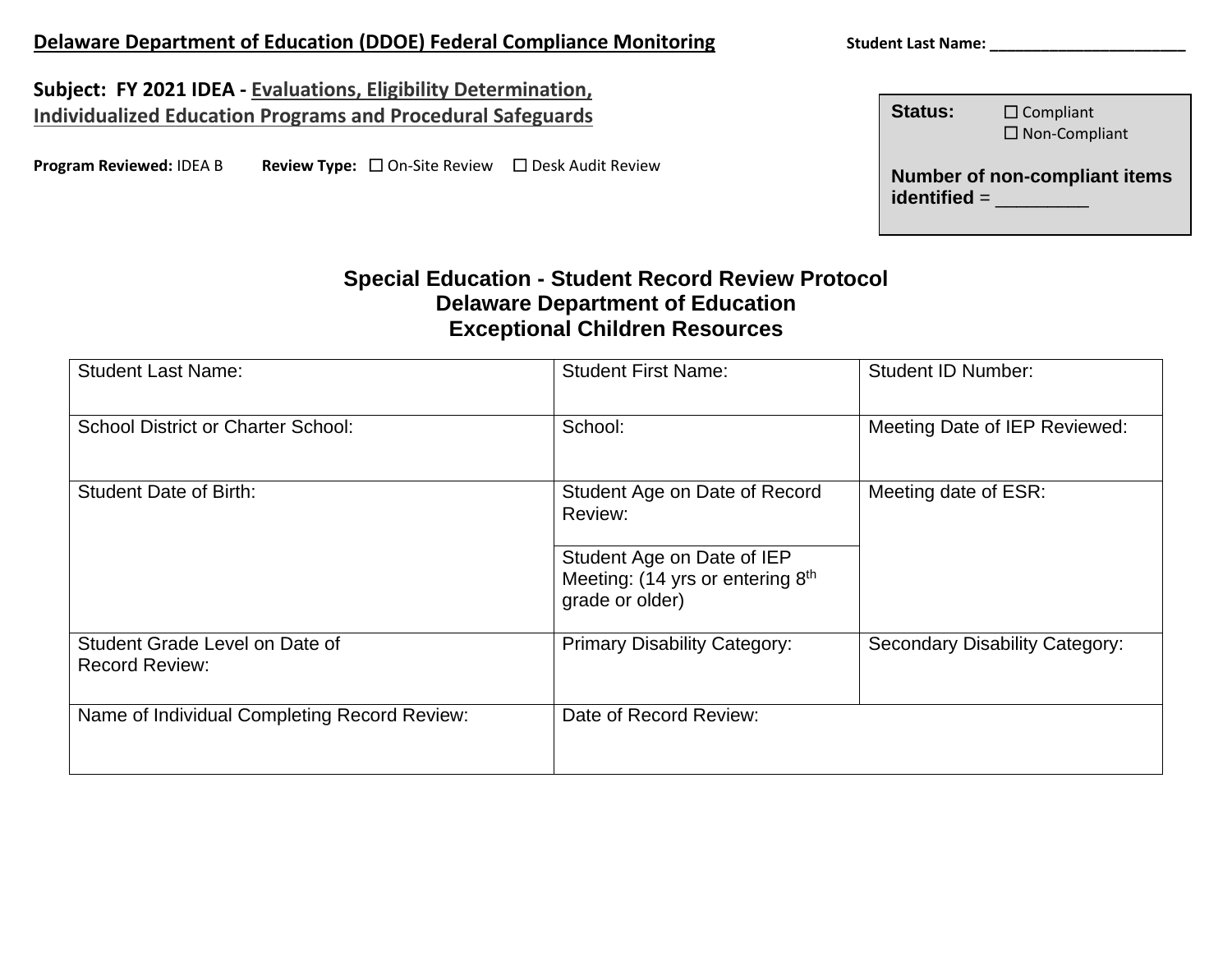**Delaware Department of Education (DDOE) Federal Compliance Monitoring**

**Student Last Name:** _______________________

**Subject: FY 2021 IDEA - Evaluations, Eligibility Determination, Individualized Education Programs and Procedural Safeguards**

**Program Reviewed:** IDEA B **Review Type:** ☐ On-Site Review ☐ Desk Audit Review

**Status:** ☐ Compliant ☐ Non-Compliant

**Number of non-compliant items identified** = _________

# Special Education - Student Record Review Protocol
## Delaware Department of Education
## Exceptional Children Resources

| Student Last Name: | Student First Name: | Student ID Number: |
|---|---|---|
| School District or Charter School: | School: | Meeting Date of IEP Reviewed: |
| Student Date of Birth: | Student Age on Date of Record Review: | Meeting date of ESR: |
| | Student Age on Date of IEP Meeting: (14 yrs or entering 8th grade or older) | |
| Student Grade Level on Date of Record Review: | Primary Disability Category: | Secondary Disability Category: |
| Name of Individual Completing Record Review: | Date of Record Review: | |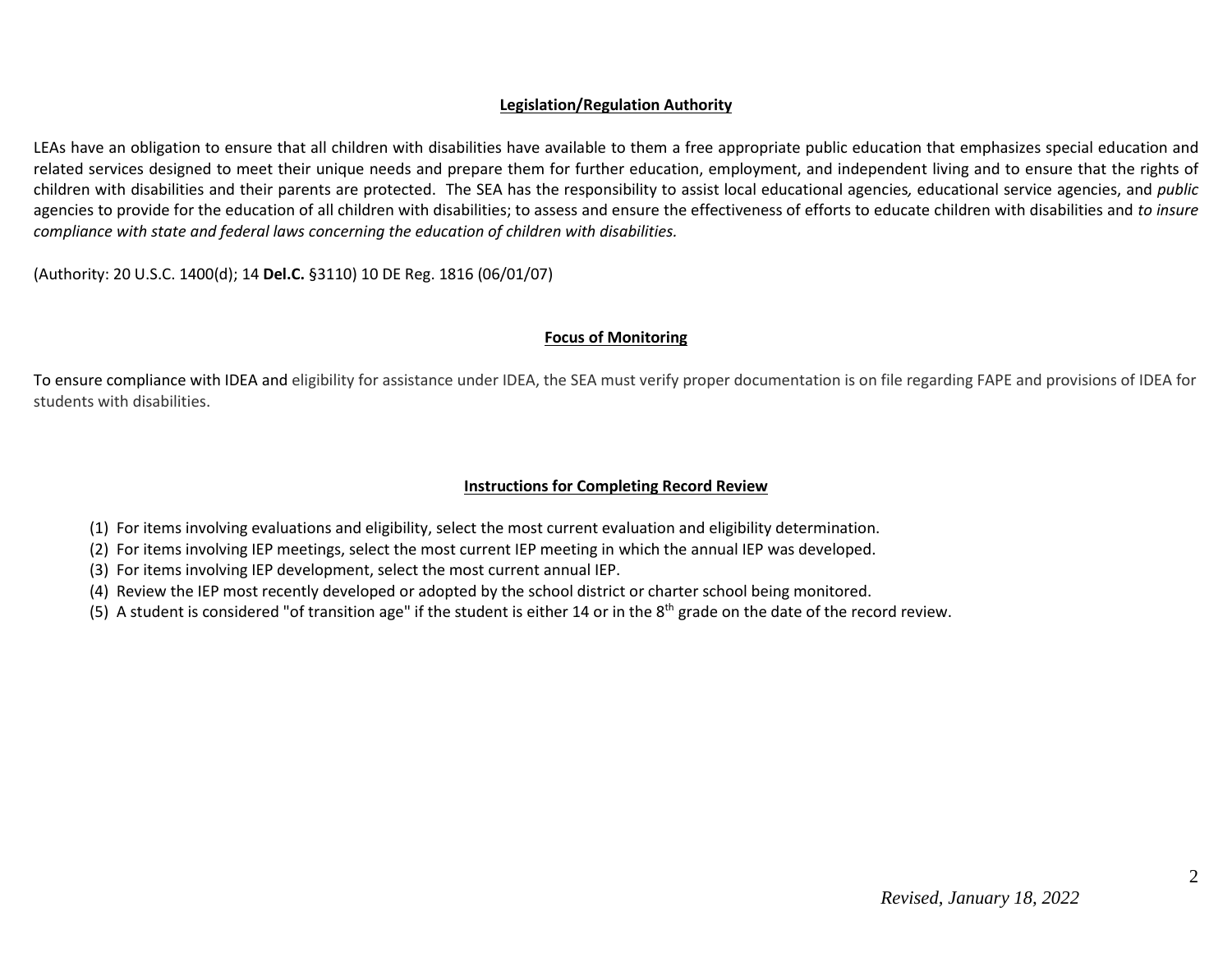## Legislation/Regulation Authority

LEAs have an obligation to ensure that all children with disabilities have available to them a free appropriate public education that emphasizes special education and related services designed to meet their unique needs and prepare them for further education, employment, and independent living and to ensure that the rights of children with disabilities and their parents are protected. The SEA has the responsibility to assist local educational agencies, educational service agencies, and *public* agencies to provide for the education of all children with disabilities; to assess and ensure the effectiveness of efforts to educate children with disabilities and *to insure compliance with state and federal laws concerning the education of children with disabilities.*

(Authority: 20 U.S.C. 1400(d); 14 **Del.C.** §3110) 10 DE Reg. 1816 (06/01/07)

## Focus of Monitoring

To ensure compliance with IDEA and eligibility for assistance under IDEA, the SEA must verify proper documentation is on file regarding FAPE and provisions of IDEA for students with disabilities.

## Instructions for Completing Record Review

(1) For items involving evaluations and eligibility, select the most current evaluation and eligibility determination.
(2) For items involving IEP meetings, select the most current IEP meeting in which the annual IEP was developed.
(3) For items involving IEP development, select the most current annual IEP.
(4) Review the IEP most recently developed or adopted by the school district or charter school being monitored.
(5) A student is considered "of transition age" if the student is either 14 or in the 8th grade on the date of the record review.

*Revised, January 18, 2022*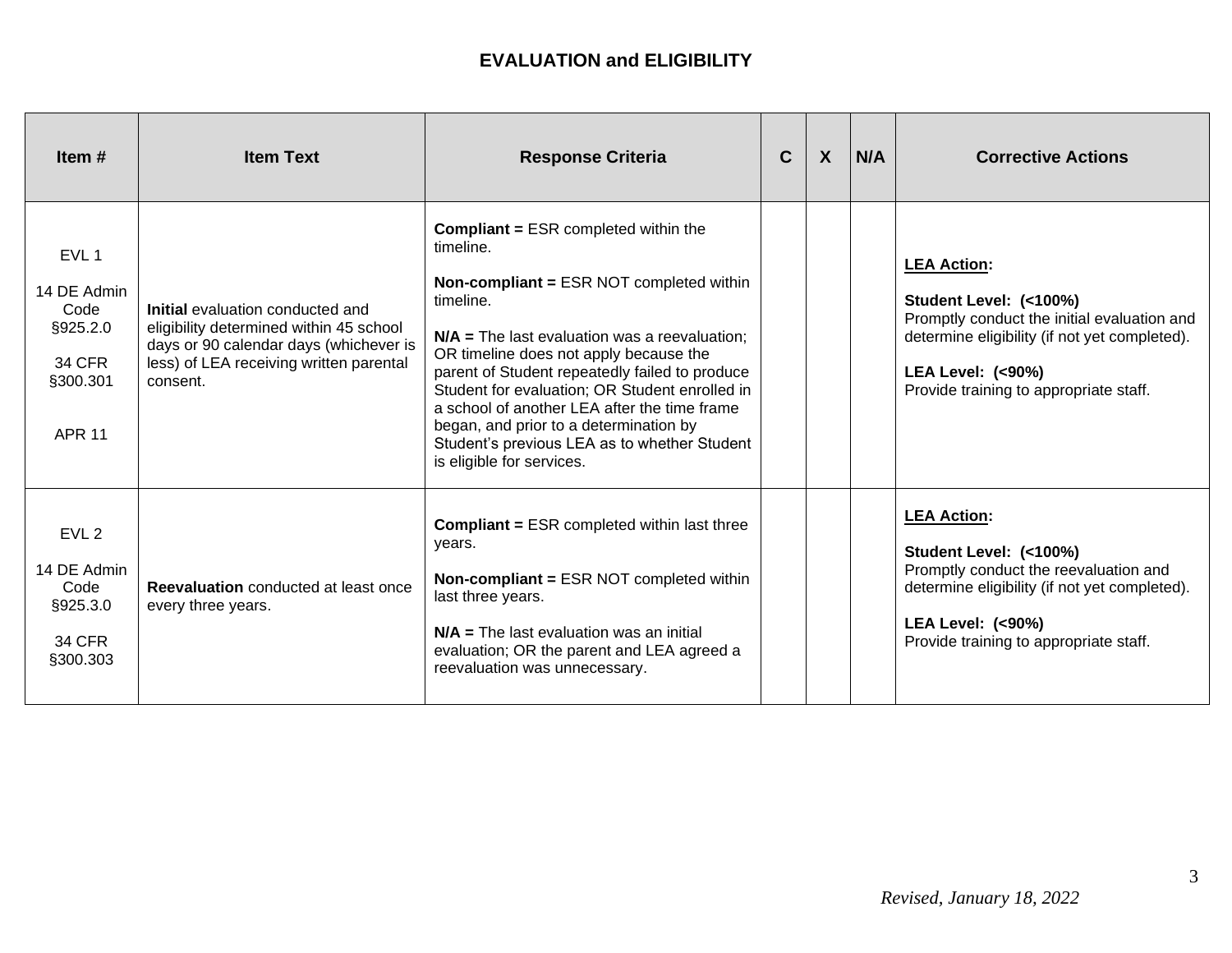## EVALUATION and ELIGIBILITY

| Item # | Item Text | Response Criteria | C | X | N/A | Corrective Actions |
|---|---|---|---|---|---|---|
| EVL 1<br><br>14 DE Admin Code §925.2.0<br><br>34 CFR §300.301<br><br>APR 11 | **Initial** evaluation conducted and eligibility determined within 45 school days or 90 calendar days (whichever is less) of LEA receiving written parental consent. | **Compliant =** ESR completed within the timeline.<br><br>**Non-compliant =** ESR NOT completed within timeline.<br><br>**N/A =** The last evaluation was a reevaluation; OR timeline does not apply because the parent of Student repeatedly failed to produce Student for evaluation; OR Student enrolled in a school of another LEA after the time frame began, and prior to a determination by Student's previous LEA as to whether Student is eligible for services. | | | | **LEA Action:**<br><br>**Student Level: (<100%)**<br>Promptly conduct the initial evaluation and determine eligibility (if not yet completed).<br><br>**LEA Level: (<90%)**<br>Provide training to appropriate staff. |
| EVL 2<br><br>14 DE Admin Code §925.3.0<br><br>34 CFR §300.303 | **Reevaluation** conducted at least once every three years. | **Compliant =** ESR completed within last three years.<br><br>**Non-compliant =** ESR NOT completed within last three years.<br><br>**N/A =** The last evaluation was an initial evaluation; OR the parent and LEA agreed a reevaluation was unnecessary. | | | | **LEA Action:**<br><br>**Student Level: (<100%)**<br>Promptly conduct the reevaluation and determine eligibility (if not yet completed).<br><br>**LEA Level: (<90%)**<br>Provide training to appropriate staff. |

*Revised, January 18, 2022*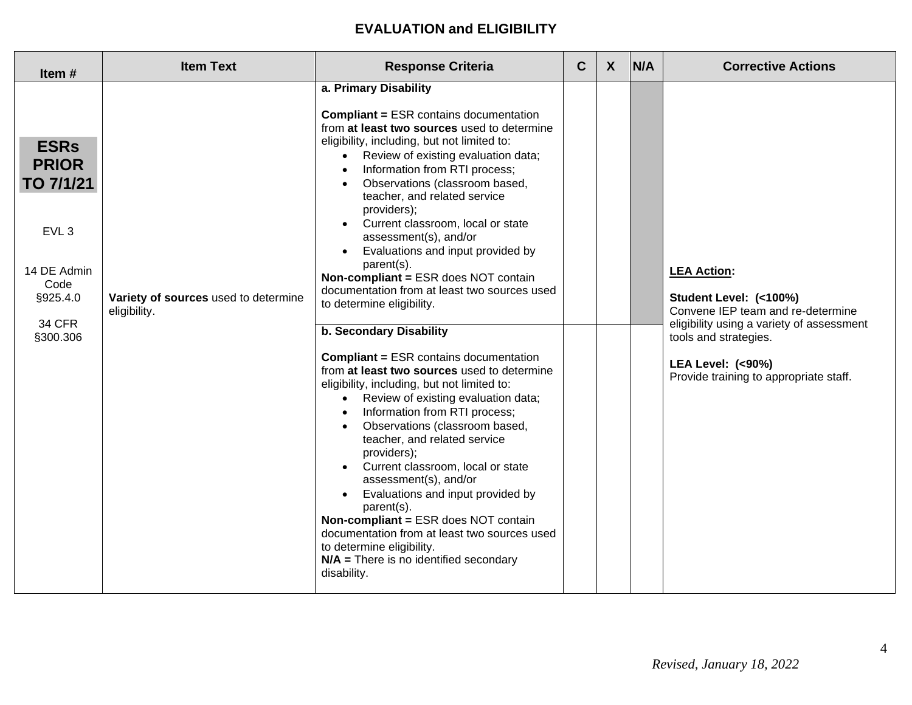## EVALUATION and ELIGIBILITY

| Item # | Item Text | Response Criteria | C | X | N/A | Corrective Actions |
|---|---|---|---|---|---|---|
| **ESRs PRIOR TO 7/1/21**<br><br>EVL 3<br><br>14 DE Admin Code §925.4.0<br><br>34 CFR §300.306 | **Variety of sources** used to determine eligibility. | **a. Primary Disability**<br><br>**Compliant =** ESR contains documentation from **at least two sources** used to determine eligibility, including, but not limited to:<br>• Review of existing evaluation data;<br>• Information from RTI process;<br>• Observations (classroom based, teacher, and related service providers);<br>• Current classroom, local or state assessment(s), and/or<br>• Evaluations and input provided by parent(s).<br>**Non-compliant =** ESR does NOT contain documentation from at least two sources used to determine eligibility. | | | | **LEA Action:**<br><br>**Student Level: (<100%)**<br>Convene IEP team and re-determine eligibility using a variety of assessment tools and strategies.<br><br>**LEA Level: (<90%)**<br>Provide training to appropriate staff. |
| | | **b. Secondary Disability**<br><br>**Compliant =** ESR contains documentation from **at least two sources** used to determine eligibility, including, but not limited to:<br>• Review of existing evaluation data;<br>• Information from RTI process;<br>• Observations (classroom based, teacher, and related service providers);<br>• Current classroom, local or state assessment(s), and/or<br>• Evaluations and input provided by parent(s).<br>**Non-compliant =** ESR does NOT contain documentation from at least two sources used to determine eligibility.<br>**N/A =** There is no identified secondary disability. | | | | |

*Revised, January 18, 2022*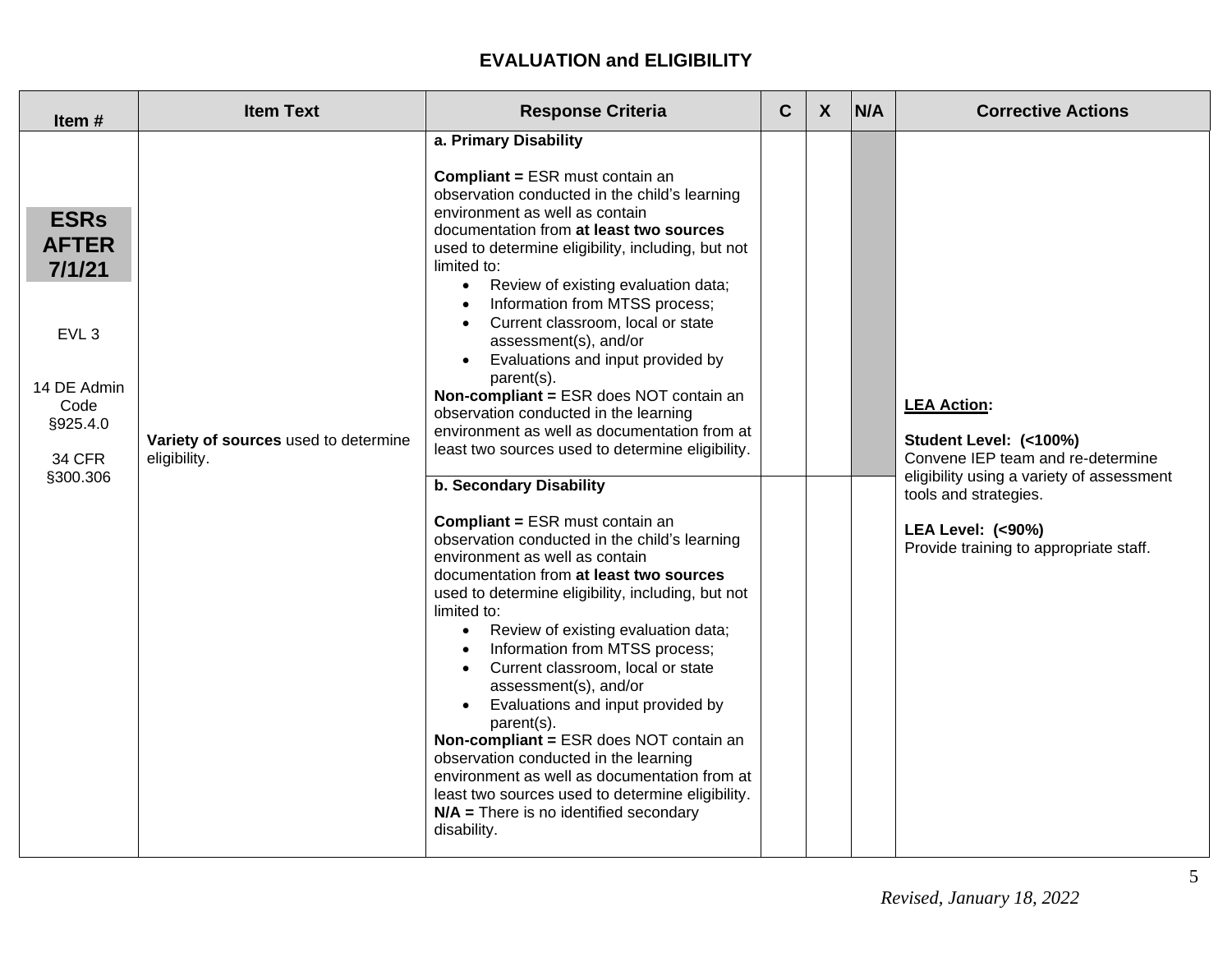## EVALUATION and ELIGIBILITY

| Item # | Item Text | Response Criteria | C | X | N/A | Corrective Actions |
|---|---|---|---|---|---|---|
| **ESRs AFTER 7/1/21**<br><br>EVL 3<br><br>14 DE Admin Code §925.4.0<br><br>34 CFR §300.306 | **Variety of sources** used to determine eligibility. | **a. Primary Disability**<br><br>**Compliant =** ESR must contain an observation conducted in the child's learning environment as well as contain documentation from **at least two sources** used to determine eligibility, including, but not limited to:<br>• Review of existing evaluation data;<br>• Information from MTSS process;<br>• Current classroom, local or state assessment(s), and/or<br>• Evaluations and input provided by parent(s).<br>**Non-compliant =** ESR does NOT contain an observation conducted in the learning environment as well as documentation from at least two sources used to determine eligibility. | | | | **<u>LEA Action</u>:**<br><br>**Student Level: (<100%)**<br>Convene IEP team and re-determine eligibility using a variety of assessment tools and strategies.<br><br>**LEA Level: (<90%)**<br>Provide training to appropriate staff. |
| | | **b. Secondary Disability**<br><br>**Compliant =** ESR must contain an observation conducted in the child's learning environment as well as contain documentation from **at least two sources** used to determine eligibility, including, but not limited to:<br>• Review of existing evaluation data;<br>• Information from MTSS process;<br>• Current classroom, local or state assessment(s), and/or<br>• Evaluations and input provided by parent(s).<br>**Non-compliant =** ESR does NOT contain an observation conducted in the learning environment as well as documentation from at least two sources used to determine eligibility.<br>**N/A =** There is no identified secondary disability. | | | | |

*Revised, January 18, 2022*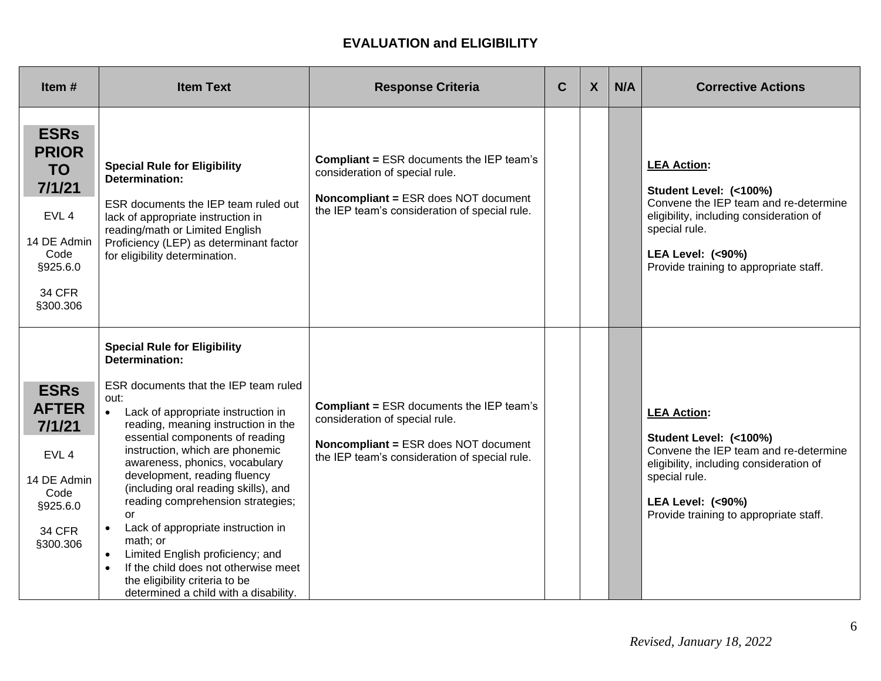## EVALUATION and ELIGIBILITY

| Item # | Item Text | Response Criteria | C | X | N/A | Corrective Actions |
|---|---|---|---|---|---|---|
| **ESRs PRIOR TO 7/1/21**<br><br>EVL 4<br><br>14 DE Admin Code §925.6.0<br><br>34 CFR §300.306 | **Special Rule for Eligibility Determination:**<br><br>ESR documents the IEP team ruled out lack of appropriate instruction in reading/math or Limited English Proficiency (LEP) as determinant factor for eligibility determination. | **Compliant =** ESR documents the IEP team's consideration of special rule.<br><br>**Noncompliant =** ESR does NOT document the IEP team's consideration of special rule. | | | | **LEA Action:**<br><br>**Student Level: (<100%)**<br>Convene the IEP team and re-determine eligibility, including consideration of special rule.<br><br>**LEA Level: (<90%)**<br>Provide training to appropriate staff. |
| **ESRs AFTER 7/1/21**<br><br>EVL 4<br><br>14 DE Admin Code §925.6.0<br><br>34 CFR §300.306 | **Special Rule for Eligibility Determination:**<br><br>ESR documents that the IEP team ruled out:<br>• Lack of appropriate instruction in reading, meaning instruction in the essential components of reading instruction, which are phonemic awareness, phonics, vocabulary development, reading fluency (including oral reading skills), and reading comprehension strategies; or<br>• Lack of appropriate instruction in math; or<br>• Limited English proficiency; and<br>• If the child does not otherwise meet the eligibility criteria to be determined a child with a disability. | **Compliant =** ESR documents the IEP team's consideration of special rule.<br><br>**Noncompliant =** ESR does NOT document the IEP team's consideration of special rule. | | | | **LEA Action:**<br><br>**Student Level: (<100%)**<br>Convene the IEP team and re-determine eligibility, including consideration of special rule.<br><br>**LEA Level: (<90%)**<br>Provide training to appropriate staff. |

*Revised, January 18, 2022*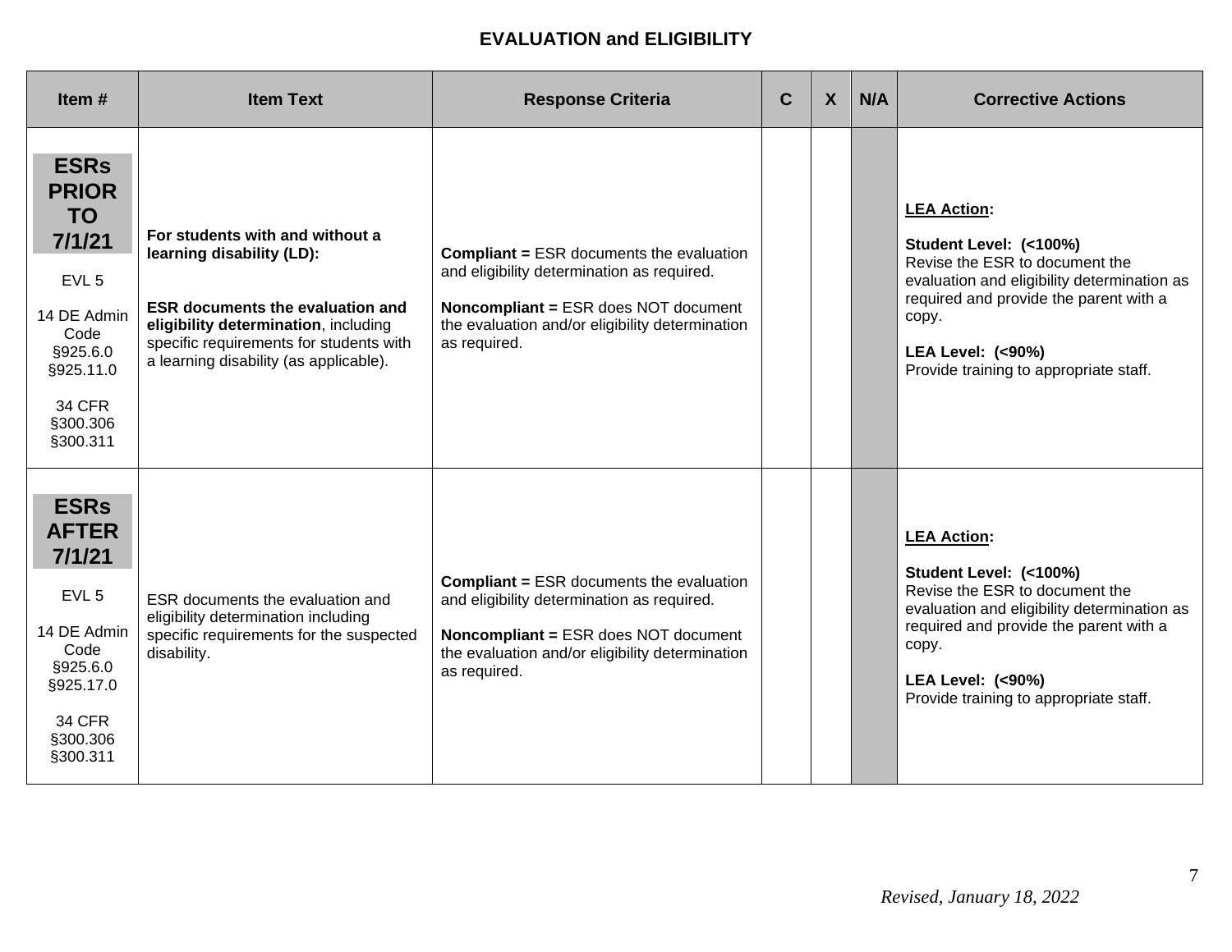# EVALUATION and ELIGIBILITY

| Item # | Item Text | Response Criteria | C | X | N/A | Corrective Actions |
|---|---|---|---|---|---|---|
| **ESRs PRIOR TO 7/1/21**<br><br>EVL 5<br><br>14 DE Admin Code §925.6.0 §925.11.0<br><br>34 CFR §300.306 §300.311 | **For students with and without a learning disability (LD):**<br><br>**ESR documents the evaluation and eligibility determination**, including specific requirements for students with a learning disability (as applicable). | **Compliant =** ESR documents the evaluation and eligibility determination as required.<br><br>**Noncompliant =** ESR does NOT document the evaluation and/or eligibility determination as required. | | | | **LEA Action:**<br><br>**Student Level: (<100%)**<br>Revise the ESR to document the evaluation and eligibility determination as required and provide the parent with a copy.<br><br>**LEA Level: (<90%)**<br>Provide training to appropriate staff. |
| **ESRs AFTER 7/1/21**<br><br>EVL 5<br><br>14 DE Admin Code §925.6.0 §925.17.0<br><br>34 CFR §300.306 §300.311 | ESR documents the evaluation and eligibility determination including specific requirements for the suspected disability. | **Compliant =** ESR documents the evaluation and eligibility determination as required.<br><br>**Noncompliant =** ESR does NOT document the evaluation and/or eligibility determination as required. | | | | **LEA Action:**<br><br>**Student Level: (<100%)**<br>Revise the ESR to document the evaluation and eligibility determination as required and provide the parent with a copy.<br><br>**LEA Level: (<90%)**<br>Provide training to appropriate staff. |

*Revised, January 18, 2022*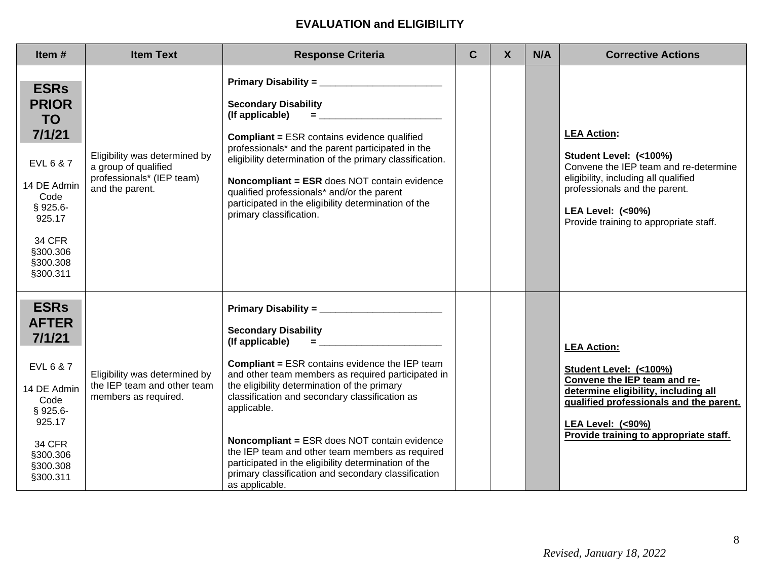# EVALUATION and ELIGIBILITY

| Item # | Item Text | Response Criteria | C | X | N/A | Corrective Actions |
|---|---|---|---|---|---|---|
| **ESRs PRIOR TO 7/1/21**<br><br>EVL 6 & 7<br><br>14 DE Admin Code § 925.6-925.17<br><br>34 CFR §300.306 §300.308 §300.311 | Eligibility was determined by a group of qualified professionals* (IEP team) and the parent. | **Primary Disability =** ______________________<br><br>**Secondary Disability (If applicable) =** ______________________<br><br>**Compliant =** ESR contains evidence qualified professionals* and the parent participated in the eligibility determination of the primary classification.<br><br>**Noncompliant = ESR** does NOT contain evidence qualified professionals* and/or the parent participated in the eligibility determination of the primary classification. | | | | **LEA Action:**<br><br>**Student Level: (<100%)**<br>Convene the IEP team and re-determine eligibility, including all qualified professionals and the parent.<br><br>**LEA Level: (<90%)**<br>Provide training to appropriate staff. |
| **ESRs AFTER 7/1/21**<br><br>EVL 6 & 7<br><br>14 DE Admin Code § 925.6-925.17<br><br>34 CFR §300.306 §300.308 §300.311 | Eligibility was determined by the IEP team and other team members as required. | **Primary Disability =** ______________________<br><br>**Secondary Disability (If applicable) =** ______________________<br><br>**Compliant =** ESR contains evidence the IEP team and other team members as required participated in the eligibility determination of the primary classification and secondary classification as applicable.<br><br>**Noncompliant =** ESR does NOT contain evidence the IEP team and other team members as required participated in the eligibility determination of the primary classification and secondary classification as applicable. | | | | **LEA Action:**<br><br>**Student Level: (<100%)**<br>**Convene the IEP team and re-determine eligibility, including all qualified professionals and the parent.**<br><br>**LEA Level: (<90%)**<br>**Provide training to appropriate staff.** |

*Revised, January 18, 2022*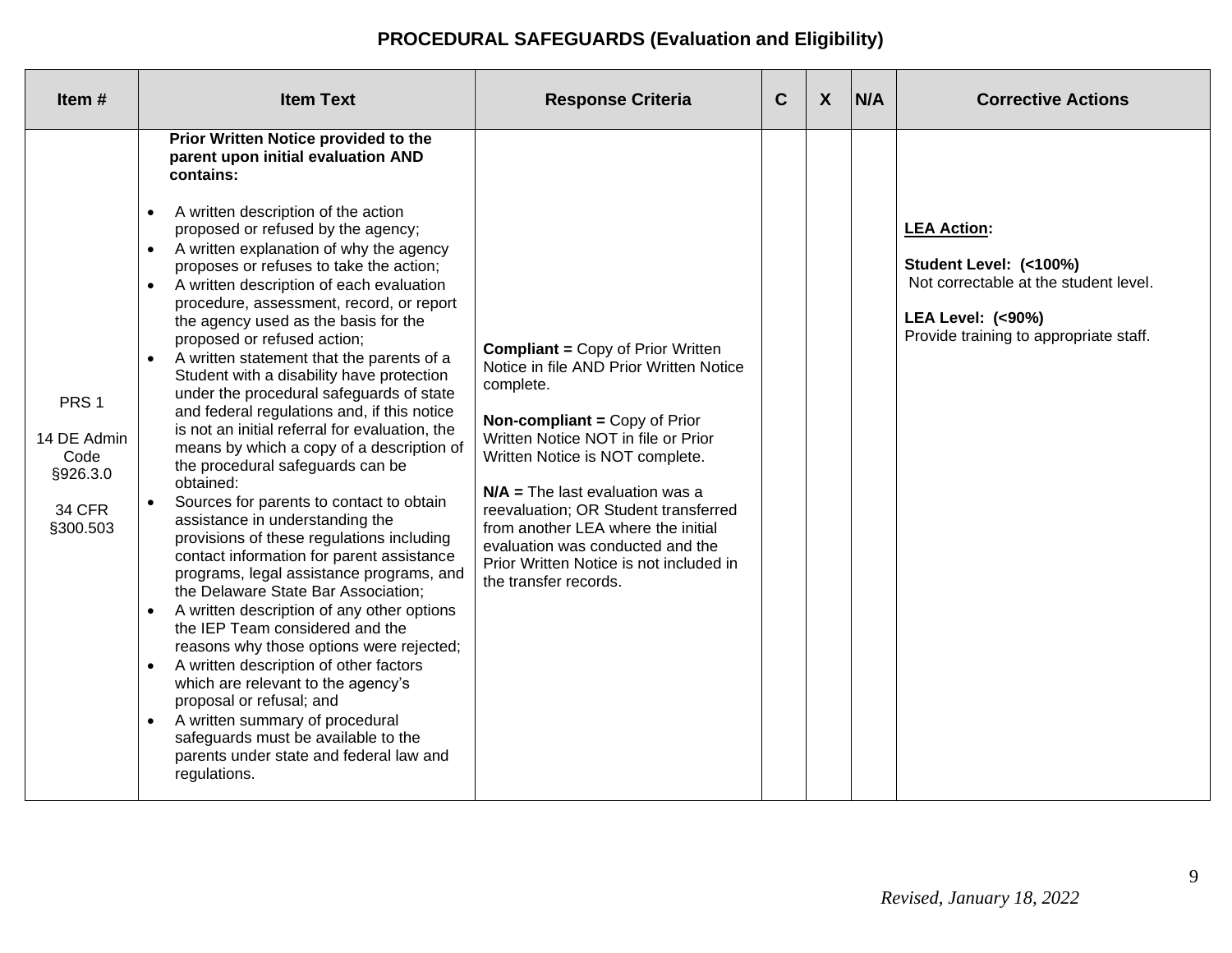## PROCEDURAL SAFEGUARDS (Evaluation and Eligibility)

| Item # | Item Text | Response Criteria | C | X | N/A | Corrective Actions |
|---|---|---|---|---|---|---|
| PRS 1<br><br>14 DE Admin Code §926.3.0<br><br>34 CFR §300.503 | **Prior Written Notice provided to the parent upon initial evaluation AND contains:**<br><br>• A written description of the action proposed or refused by the agency;<br>• A written explanation of why the agency proposes or refuses to take the action;<br>• A written description of each evaluation procedure, assessment, record, or report the agency used as the basis for the proposed or refused action;<br>• A written statement that the parents of a Student with a disability have protection under the procedural safeguards of state and federal regulations and, if this notice is not an initial referral for evaluation, the means by which a copy of a description of the procedural safeguards can be obtained:<br>• Sources for parents to contact to obtain assistance in understanding the provisions of these regulations including contact information for parent assistance programs, legal assistance programs, and the Delaware State Bar Association;<br>• A written description of any other options the IEP Team considered and the reasons why those options were rejected;<br>• A written description of other factors which are relevant to the agency's proposal or refusal; and<br>• A written summary of procedural safeguards must be available to the parents under state and federal law and regulations. | **Compliant =** Copy of Prior Written Notice in file AND Prior Written Notice complete.<br><br>**Non-compliant =** Copy of Prior Written Notice NOT in file or Prior Written Notice is NOT complete.<br><br>**N/A =** The last evaluation was a reevaluation; OR Student transferred from another LEA where the initial evaluation was conducted and the Prior Written Notice is not included in the transfer records. | | | | **<u>LEA Action</u>:**<br><br>**Student Level: (<100%)**<br>Not correctable at the student level.<br><br>**LEA Level: (<90%)**<br>Provide training to appropriate staff. |

*Revised, January 18, 2022*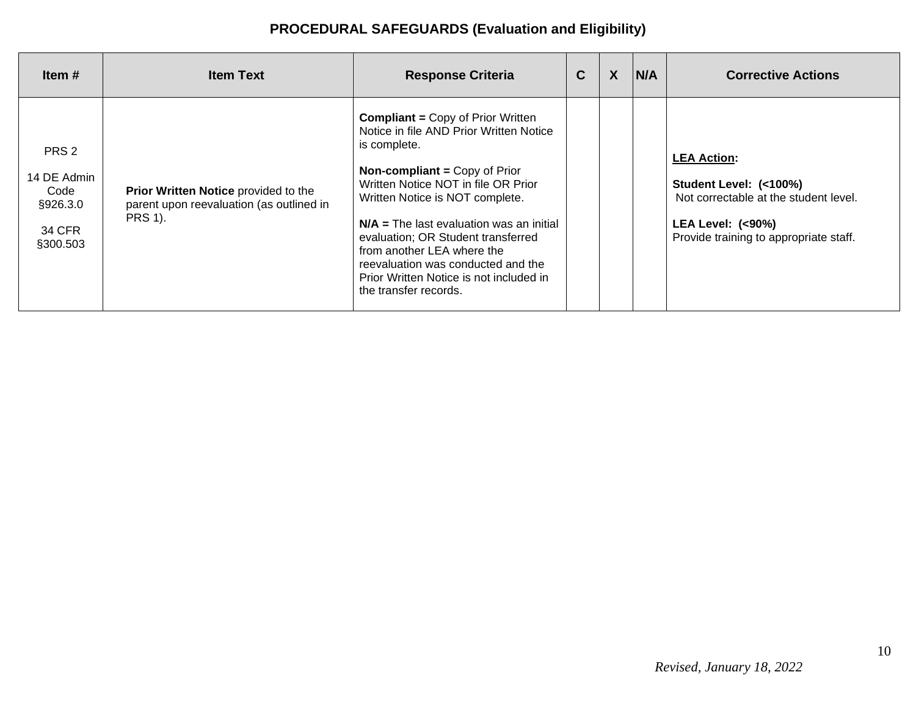## PROCEDURAL SAFEGUARDS (Evaluation and Eligibility)

| Item # | Item Text | Response Criteria | C | X | N/A | Corrective Actions |
|---|---|---|---|---|---|---|
| PRS 2<br><br>14 DE Admin Code §926.3.0<br><br>34 CFR §300.503 | **Prior Written Notice** provided to the parent upon reevaluation (as outlined in PRS 1). | **Compliant =** Copy of Prior Written Notice in file AND Prior Written Notice is complete.<br><br>**Non-compliant =** Copy of Prior Written Notice NOT in file OR Prior Written Notice is NOT complete.<br><br>**N/A =** The last evaluation was an initial evaluation; OR Student transferred from another LEA where the reevaluation was conducted and the Prior Written Notice is not included in the transfer records. | | | | **LEA Action:**<br><br>**Student Level: (<100%)**<br>Not correctable at the student level.<br><br>**LEA Level: (<90%)**<br>Provide training to appropriate staff. |

*Revised, January 18, 2022*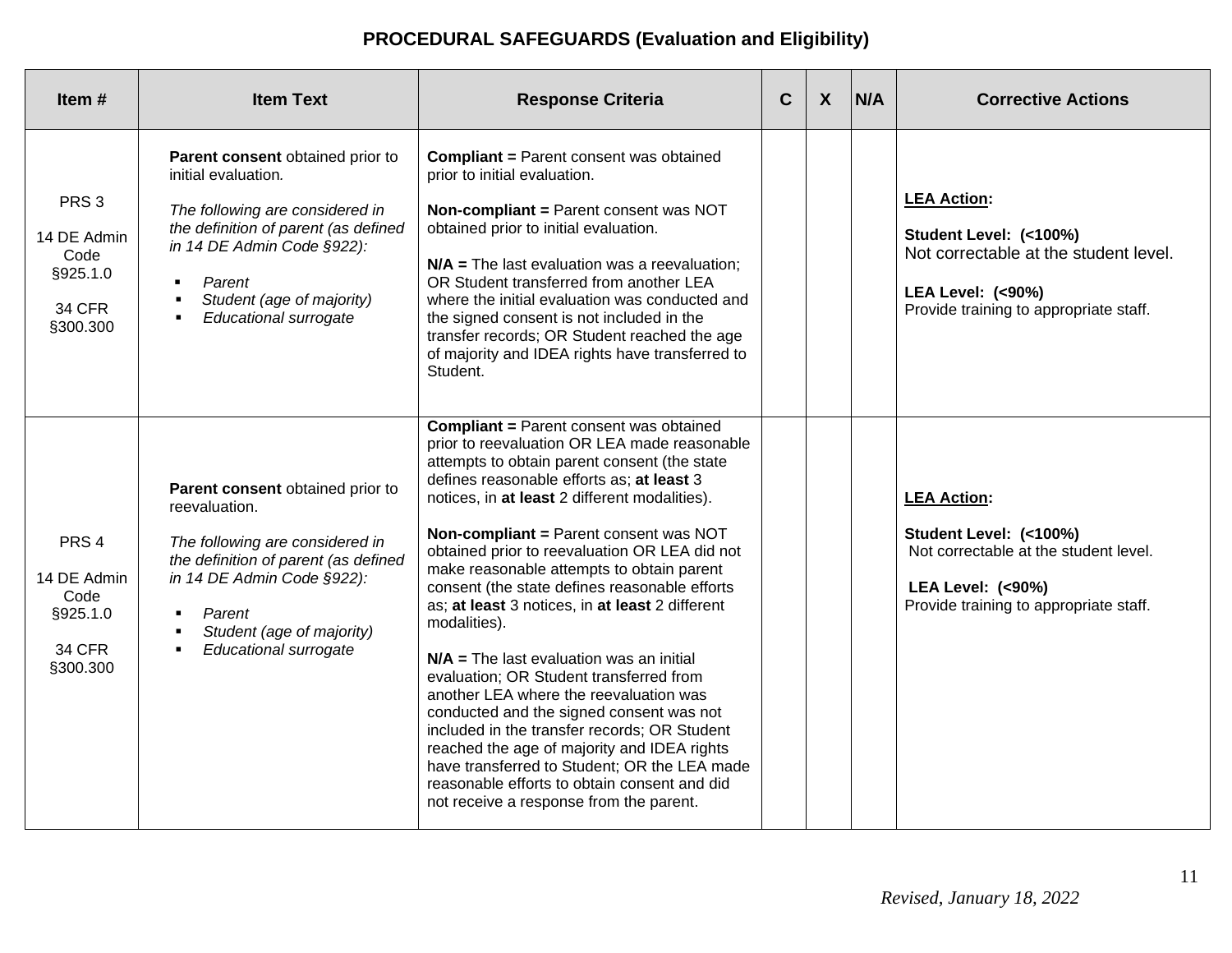## PROCEDURAL SAFEGUARDS (Evaluation and Eligibility)

| Item # | Item Text | Response Criteria | C | X | N/A | Corrective Actions |
|---|---|---|---|---|---|---|
| PRS 3<br><br>14 DE Admin Code §925.1.0<br><br>34 CFR §300.300 | **Parent consent** obtained prior to initial evaluation*.*<br><br>*The following are considered in the definition of parent (as defined in 14 DE Admin Code §922):*<br>▪ *Parent*<br>▪ *Student (age of majority)*<br>▪ *Educational surrogate* | **Compliant =** Parent consent was obtained prior to initial evaluation.<br><br>**Non-compliant =** Parent consent was NOT obtained prior to initial evaluation.<br><br>**N/A =** The last evaluation was a reevaluation; OR Student transferred from another LEA where the initial evaluation was conducted and the signed consent is not included in the transfer records; OR Student reached the age of majority and IDEA rights have transferred to Student. | | | | **<u>LEA Action</u>:**<br><br>**Student Level: (<100%)**<br>Not correctable at the student level.<br><br>**LEA Level: (<90%)**<br>Provide training to appropriate staff. |
| PRS 4<br><br>14 DE Admin Code §925.1.0<br><br>34 CFR §300.300 | **Parent consent** obtained prior to reevaluation.<br><br>*The following are considered in the definition of parent (as defined in 14 DE Admin Code §922):*<br>▪ *Parent*<br>▪ *Student (age of majority)*<br>▪ *Educational surrogate* | **Compliant =** Parent consent was obtained prior to reevaluation OR LEA made reasonable attempts to obtain parent consent (the state defines reasonable efforts as; **at least** 3 notices, in **at least** 2 different modalities).<br><br>**Non-compliant =** Parent consent was NOT obtained prior to reevaluation OR LEA did not make reasonable attempts to obtain parent consent (the state defines reasonable efforts as; **at least** 3 notices, in **at least** 2 different modalities).<br><br>**N/A =** The last evaluation was an initial evaluation; OR Student transferred from another LEA where the reevaluation was conducted and the signed consent was not included in the transfer records; OR Student reached the age of majority and IDEA rights have transferred to Student; OR the LEA made reasonable efforts to obtain consent and did not receive a response from the parent. | | | | **<u>LEA Action</u>:**<br><br>**Student Level: (<100%)**<br>Not correctable at the student level.<br><br>**LEA Level: (<90%)**<br>Provide training to appropriate staff. |

*Revised, January 18, 2022*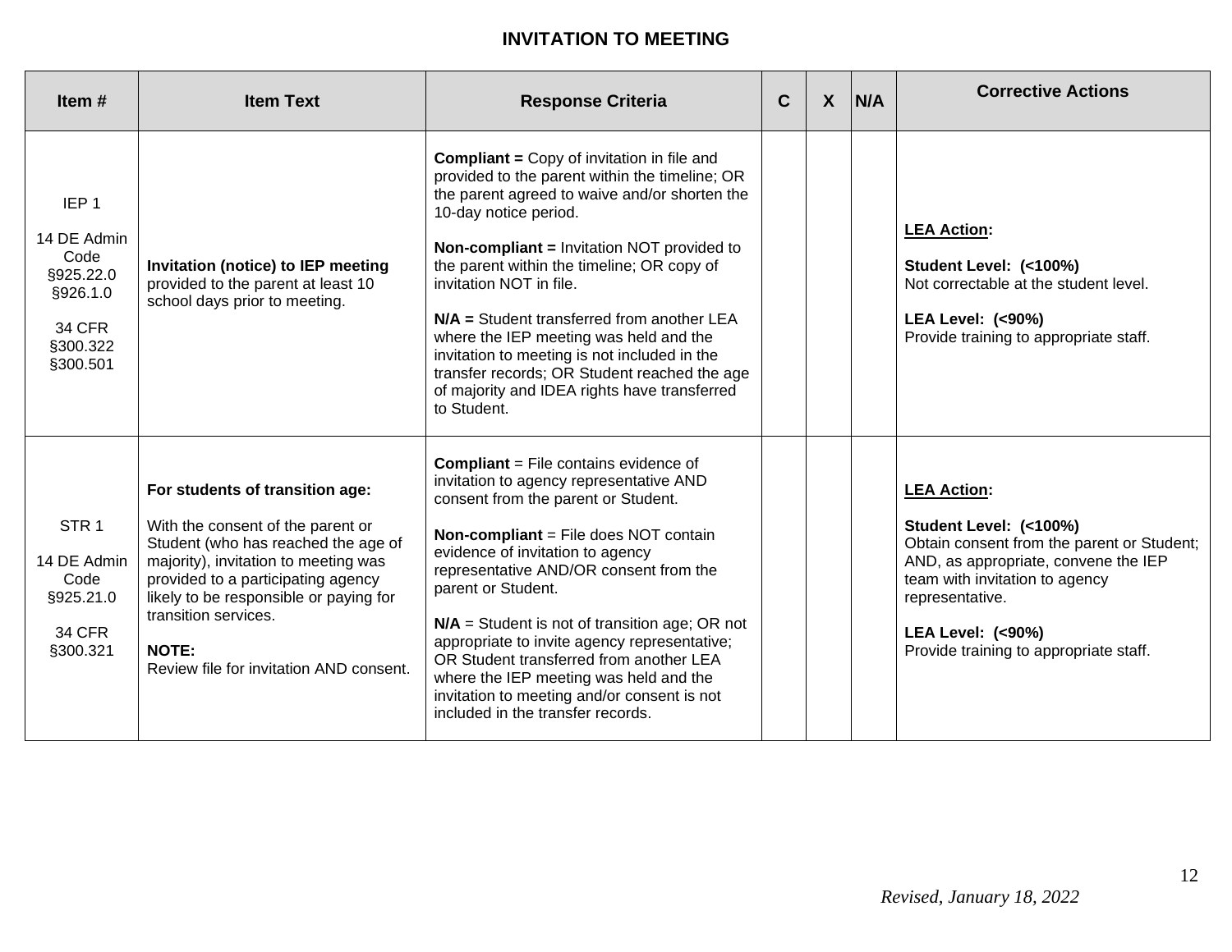## INVITATION TO MEETING

| Item # | Item Text | Response Criteria | C | X | N/A | Corrective Actions |
|---|---|---|---|---|---|---|
| IEP 1<br><br>14 DE Admin Code §925.22.0 §926.1.0<br><br>34 CFR §300.322 §300.501 | **Invitation (notice) to IEP meeting** provided to the parent at least 10 school days prior to meeting. | **Compliant =** Copy of invitation in file and provided to the parent within the timeline; OR the parent agreed to waive and/or shorten the 10-day notice period.<br><br>**Non-compliant =** Invitation NOT provided to the parent within the timeline; OR copy of invitation NOT in file.<br><br>**N/A =** Student transferred from another LEA where the IEP meeting was held and the invitation to meeting is not included in the transfer records; OR Student reached the age of majority and IDEA rights have transferred to Student. | | | | **LEA Action:**<br><br>**Student Level: (<100%)**<br>Not correctable at the student level.<br><br>**LEA Level: (<90%)**<br>Provide training to appropriate staff. |
| STR 1<br><br>14 DE Admin Code §925.21.0<br><br>34 CFR §300.321 | **For students of transition age:**<br><br>With the consent of the parent or Student (who has reached the age of majority), invitation to meeting was provided to a participating agency likely to be responsible or paying for transition services.<br><br>**NOTE:**<br>Review file for invitation AND consent. | **Compliant** = File contains evidence of invitation to agency representative AND consent from the parent or Student.<br><br>**Non-compliant** = File does NOT contain evidence of invitation to agency representative AND/OR consent from the parent or Student.<br><br>**N/A** = Student is not of transition age; OR not appropriate to invite agency representative; OR Student transferred from another LEA where the IEP meeting was held and the invitation to meeting and/or consent is not included in the transfer records. | | | | **LEA Action:**<br><br>**Student Level: (<100%)**<br>Obtain consent from the parent or Student; AND, as appropriate, convene the IEP team with invitation to agency representative.<br><br>**LEA Level: (<90%)**<br>Provide training to appropriate staff. |

*Revised, January 18, 2022*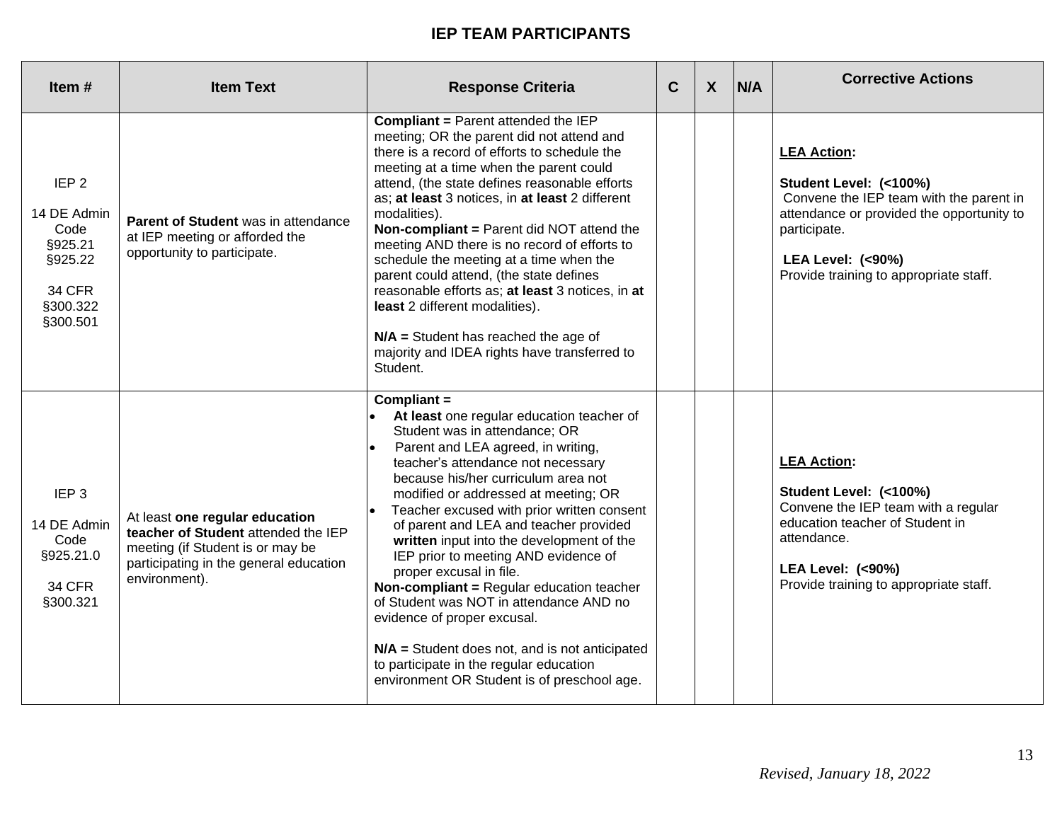## IEP TEAM PARTICIPANTS

| Item # | Item Text | Response Criteria | C | X | N/A | Corrective Actions |
|---|---|---|---|---|---|---|
| IEP 2<br><br>14 DE Admin Code §925.21 §925.22<br><br>34 CFR §300.322 §300.501 | **Parent of Student** was in attendance at IEP meeting or afforded the opportunity to participate. | **Compliant =** Parent attended the IEP meeting; OR the parent did not attend and there is a record of efforts to schedule the meeting at a time when the parent could attend, (the state defines reasonable efforts as; **at least** 3 notices, in **at least** 2 different modalities).<br>**Non-compliant =** Parent did NOT attend the meeting AND there is no record of efforts to schedule the meeting at a time when the parent could attend, (the state defines reasonable efforts as; **at least** 3 notices, in **at least** 2 different modalities).<br><br>**N/A =** Student has reached the age of majority and IDEA rights have transferred to Student. | | | | **<u>LEA Action</u>:**<br><br>**Student Level: (<100%)**<br>Convene the IEP team with the parent in attendance or provided the opportunity to participate.<br><br>**LEA Level: (<90%)**<br>Provide training to appropriate staff. |
| IEP 3<br><br>14 DE Admin Code §925.21.0<br><br>34 CFR §300.321 | At least **one regular education teacher of Student** attended the IEP meeting (if Student is or may be participating in the general education environment). | **Compliant =**<br>• **At least** one regular education teacher of Student was in attendance; OR<br>• Parent and LEA agreed, in writing, teacher's attendance not necessary because his/her curriculum area not modified or addressed at meeting; OR<br>• Teacher excused with prior written consent of parent and LEA and teacher provided **written** input into the development of the IEP prior to meeting AND evidence of proper excusal in file.<br>**Non-compliant =** Regular education teacher of Student was NOT in attendance AND no evidence of proper excusal.<br><br>**N/A =** Student does not, and is not anticipated to participate in the regular education environment OR Student is of preschool age. | | | | **<u>LEA Action</u>:**<br><br>**Student Level: (<100%)**<br>Convene the IEP team with a regular education teacher of Student in attendance.<br><br>**LEA Level: (<90%)**<br>Provide training to appropriate staff. |

*Revised, January 18, 2022*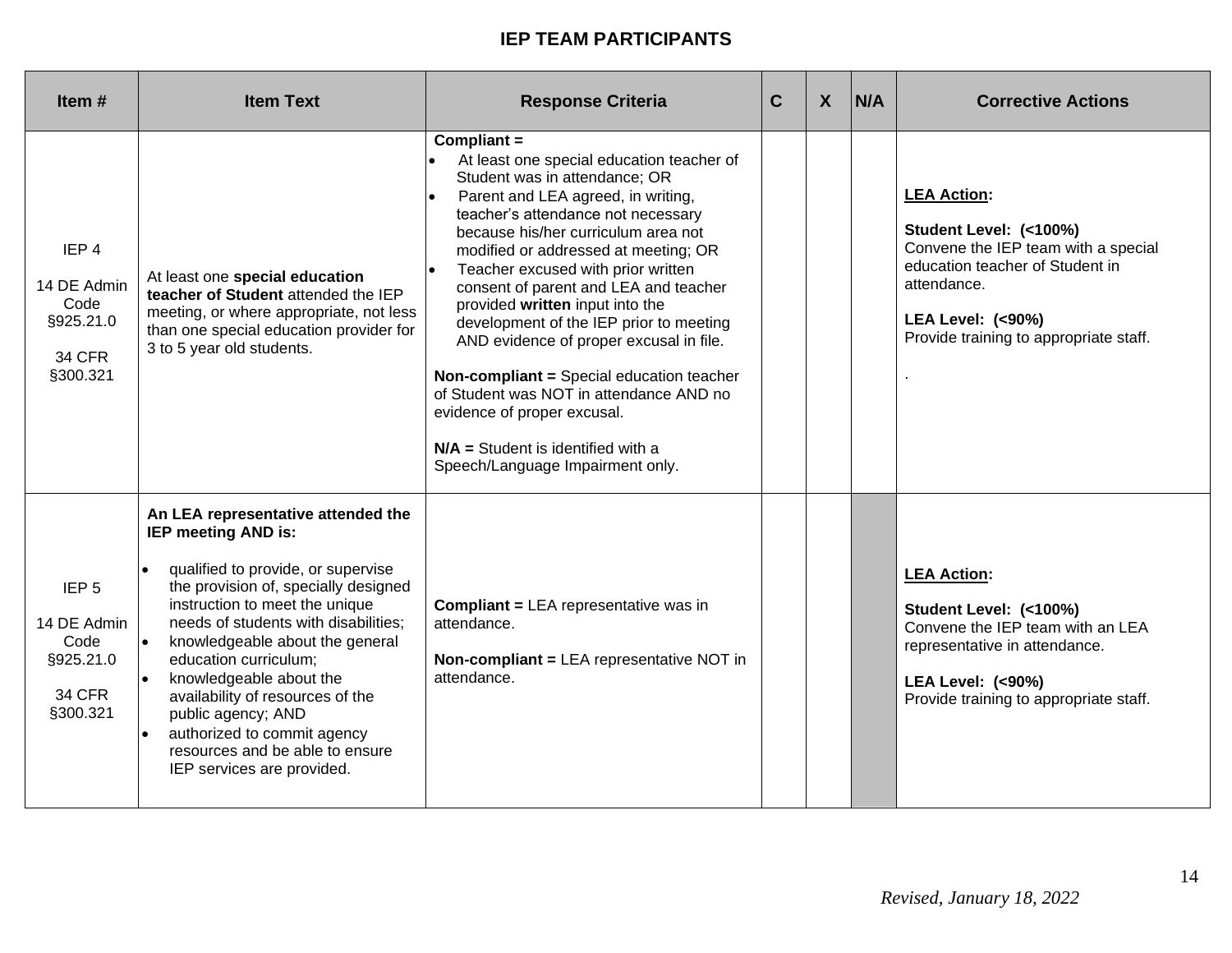## IEP TEAM PARTICIPANTS

| Item # | Item Text | Response Criteria | C | X | N/A | Corrective Actions |
|---|---|---|---|---|---|---|
| IEP 4<br><br>14 DE Admin Code §925.21.0<br><br>34 CFR §300.321 | At least one **special education teacher of Student** attended the IEP meeting, or where appropriate, not less than one special education provider for 3 to 5 year old students. | **Compliant =**<br>• At least one special education teacher of Student was in attendance; OR<br>• Parent and LEA agreed, in writing, teacher's attendance not necessary because his/her curriculum area not modified or addressed at meeting; OR<br>• Teacher excused with prior written consent of parent and LEA and teacher provided **written** input into the development of the IEP prior to meeting AND evidence of proper excusal in file.<br><br>**Non-compliant =** Special education teacher of Student was NOT in attendance AND no evidence of proper excusal.<br><br>**N/A =** Student is identified with a Speech/Language Impairment only. | | | | **LEA Action:**<br><br>**Student Level: (<100%)**<br>Convene the IEP team with a special education teacher of Student in attendance.<br><br>**LEA Level: (<90%)**<br>Provide training to appropriate staff.<br><br>. |
| IEP 5<br><br>14 DE Admin Code §925.21.0<br><br>34 CFR §300.321 | **An LEA representative attended the IEP meeting AND is:**<br>• qualified to provide, or supervise the provision of, specially designed instruction to meet the unique needs of students with disabilities;<br>• knowledgeable about the general education curriculum;<br>• knowledgeable about the availability of resources of the public agency; AND<br>• authorized to commit agency resources and be able to ensure IEP services are provided. | **Compliant =** LEA representative was in attendance.<br><br>**Non-compliant =** LEA representative NOT in attendance. | | | | **LEA Action:**<br><br>**Student Level: (<100%)**<br>Convene the IEP team with an LEA representative in attendance.<br><br>**LEA Level: (<90%)**<br>Provide training to appropriate staff. |

*Revised, January 18, 2022*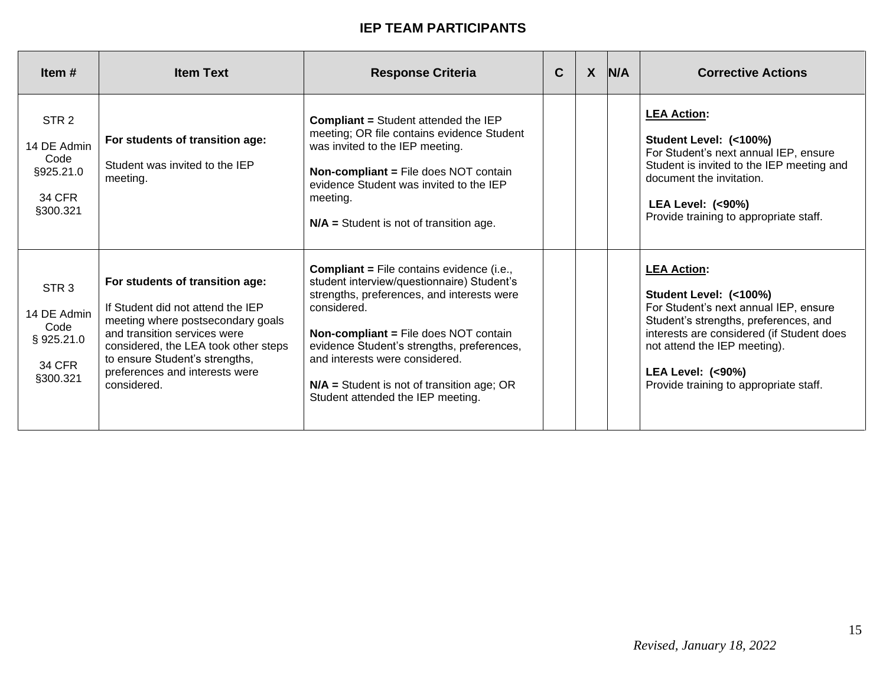## IEP TEAM PARTICIPANTS

| Item # | Item Text | Response Criteria | C | X | N/A | Corrective Actions |
|---|---|---|---|---|---|---|
| STR 2<br><br>14 DE Admin Code §925.21.0<br><br>34 CFR §300.321 | **For students of transition age:**<br><br>Student was invited to the IEP meeting. | **Compliant =** Student attended the IEP meeting; OR file contains evidence Student was invited to the IEP meeting.<br><br>**Non-compliant =** File does NOT contain evidence Student was invited to the IEP meeting.<br><br>**N/A =** Student is not of transition age. | | | | **LEA Action:**<br><br>**Student Level: (<100%)**<br>For Student's next annual IEP, ensure Student is invited to the IEP meeting and document the invitation.<br><br>**LEA Level: (<90%)**<br>Provide training to appropriate staff. |
| STR 3<br><br>14 DE Admin Code § 925.21.0<br><br>34 CFR §300.321 | **For students of transition age:**<br><br>If Student did not attend the IEP meeting where postsecondary goals and transition services were considered, the LEA took other steps to ensure Student's strengths, preferences and interests were considered. | **Compliant =** File contains evidence (i.e., student interview/questionnaire) Student's strengths, preferences, and interests were considered.<br><br>**Non-compliant =** File does NOT contain evidence Student's strengths, preferences, and interests were considered.<br><br>**N/A =** Student is not of transition age; OR Student attended the IEP meeting. | | | | **LEA Action:**<br><br>**Student Level: (<100%)**<br>For Student's next annual IEP, ensure Student's strengths, preferences, and interests are considered (if Student does not attend the IEP meeting).<br><br>**LEA Level: (<90%)**<br>Provide training to appropriate staff. |

*Revised, January 18, 2022*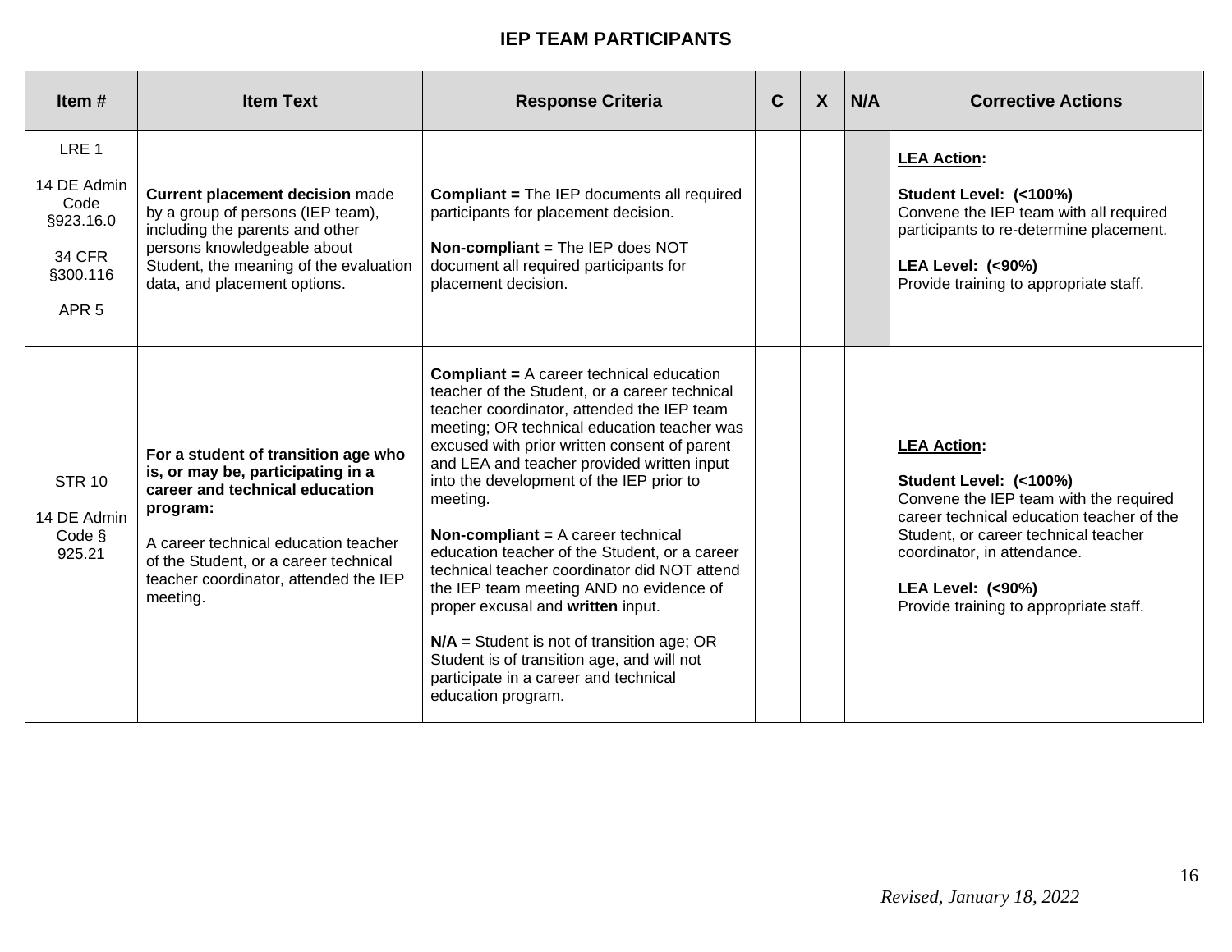## IEP TEAM PARTICIPANTS

| Item # | Item Text | Response Criteria | C | X | N/A | Corrective Actions |
|---|---|---|---|---|---|---|
| LRE 1<br><br>14 DE Admin Code §923.16.0<br><br>34 CFR §300.116<br><br>APR 5 | **Current placement decision** made by a group of persons (IEP team), including the parents and other persons knowledgeable about Student, the meaning of the evaluation data, and placement options. | **Compliant =** The IEP documents all required participants for placement decision.<br><br>**Non-compliant =** The IEP does NOT document all required participants for placement decision. | | | | **LEA Action:**<br><br>**Student Level: (<100%)**<br>Convene the IEP team with all required participants to re-determine placement.<br><br>**LEA Level: (<90%)**<br>Provide training to appropriate staff. |
| STR 10<br><br>14 DE Admin Code § 925.21 | **For a student of transition age who is, or may be, participating in a career and technical education program:**<br><br>A career technical education teacher of the Student, or a career technical teacher coordinator, attended the IEP meeting. | **Compliant =** A career technical education teacher of the Student, or a career technical teacher coordinator, attended the IEP team meeting; OR technical education teacher was excused with prior written consent of parent and LEA and teacher provided written input into the development of the IEP prior to meeting.<br><br>**Non-compliant =** A career technical education teacher of the Student, or a career technical teacher coordinator did NOT attend the IEP team meeting AND no evidence of proper excusal and **written** input.<br><br>**N/A** = Student is not of transition age; OR Student is of transition age, and will not participate in a career and technical education program. | | | | **LEA Action:**<br><br>**Student Level: (<100%)**<br>Convene the IEP team with the required career technical education teacher of the Student, or career technical teacher coordinator, in attendance.<br><br>**LEA Level: (<90%)**<br>Provide training to appropriate staff. |

*Revised, January 18, 2022*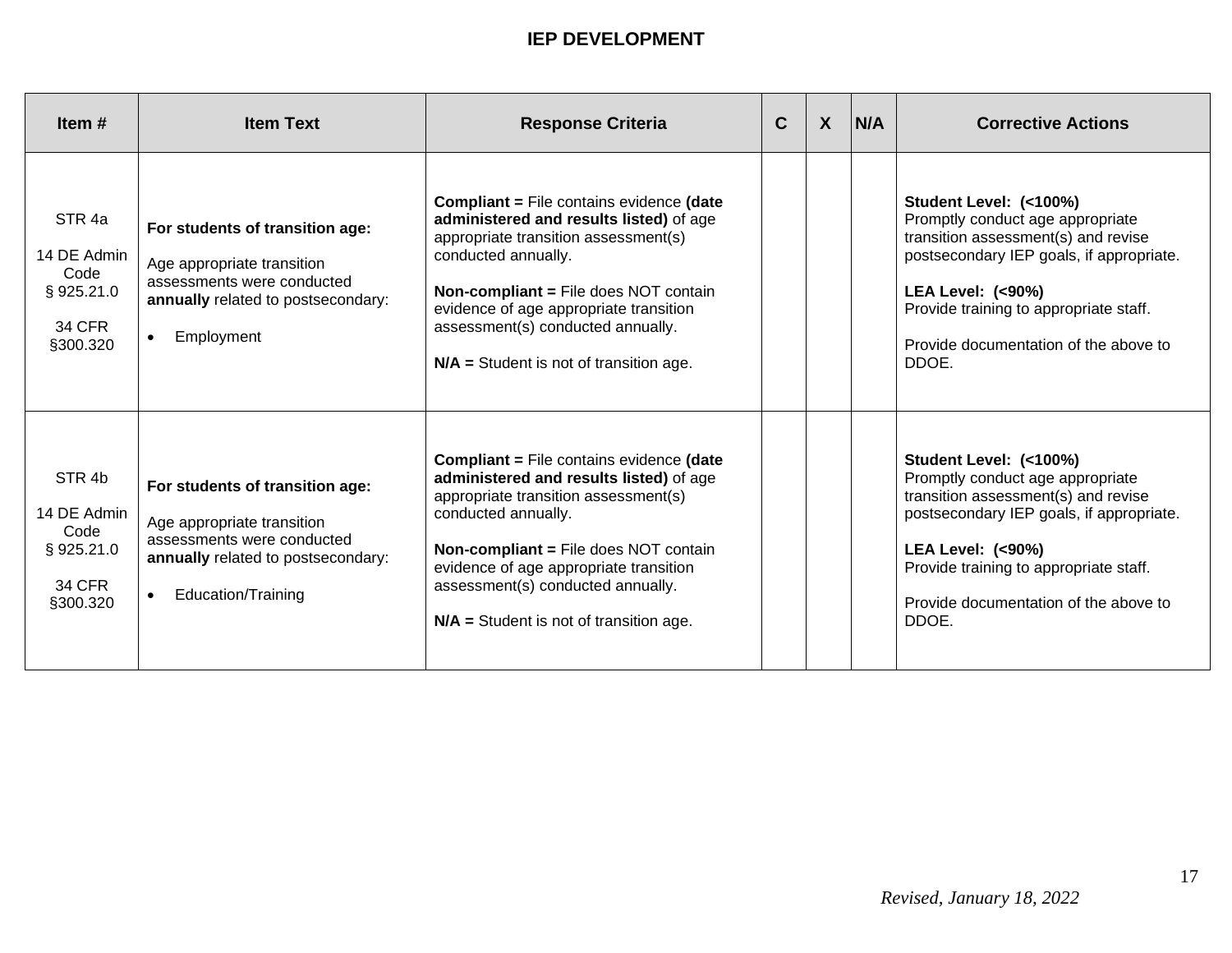## IEP DEVELOPMENT

| Item # | Item Text | Response Criteria | C | X | N/A | Corrective Actions |
|---|---|---|---|---|---|---|
| STR 4a<br><br>14 DE Admin Code<br>§ 925.21.0<br><br>34 CFR §300.320 | **For students of transition age:**<br><br>Age appropriate transition assessments were conducted **annually** related to postsecondary:<br><br>• Employment | **Compliant =** File contains evidence **(date administered and results listed)** of age appropriate transition assessment(s) conducted annually.<br><br>**Non-compliant =** File does NOT contain evidence of age appropriate transition assessment(s) conducted annually.<br><br>**N/A =** Student is not of transition age. | | | | **Student Level: (<100%)**<br>Promptly conduct age appropriate transition assessment(s) and revise postsecondary IEP goals, if appropriate.<br><br>**LEA Level: (<90%)**<br>Provide training to appropriate staff.<br><br>Provide documentation of the above to DDOE. |
| STR 4b<br><br>14 DE Admin Code<br>§ 925.21.0<br><br>34 CFR §300.320 | **For students of transition age:**<br><br>Age appropriate transition assessments were conducted **annually** related to postsecondary:<br><br>• Education/Training | **Compliant =** File contains evidence **(date administered and results listed)** of age appropriate transition assessment(s) conducted annually.<br><br>**Non-compliant =** File does NOT contain evidence of age appropriate transition assessment(s) conducted annually.<br><br>**N/A =** Student is not of transition age. | | | | **Student Level: (<100%)**<br>Promptly conduct age appropriate transition assessment(s) and revise postsecondary IEP goals, if appropriate.<br><br>**LEA Level: (<90%)**<br>Provide training to appropriate staff.<br><br>Provide documentation of the above to DDOE. |

*Revised, January 18, 2022*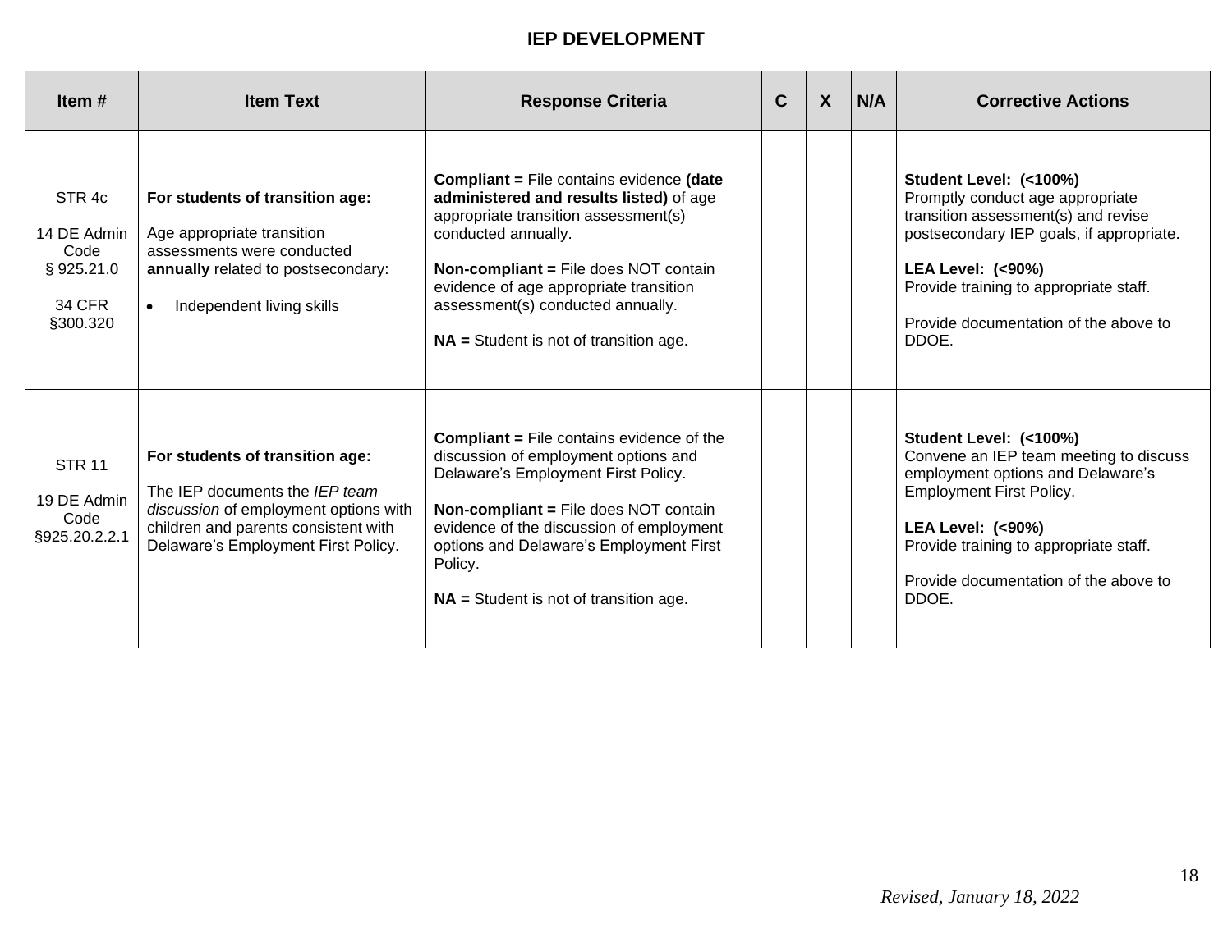## IEP DEVELOPMENT

| Item # | Item Text | Response Criteria | C | X | N/A | Corrective Actions |
|---|---|---|---|---|---|---|
| STR 4c<br><br>14 DE Admin Code<br>§ 925.21.0<br><br>34 CFR §300.320 | **For students of transition age:**<br><br>Age appropriate transition assessments were conducted **annually** related to postsecondary:<br><br>• Independent living skills | **Compliant =** File contains evidence **(date administered and results listed)** of age appropriate transition assessment(s) conducted annually.<br><br>**Non-compliant =** File does NOT contain evidence of age appropriate transition assessment(s) conducted annually.<br><br>**NA =** Student is not of transition age. | | | | **Student Level: (<100%)**<br>Promptly conduct age appropriate transition assessment(s) and revise postsecondary IEP goals, if appropriate.<br><br>**LEA Level: (<90%)**<br>Provide training to appropriate staff.<br><br>Provide documentation of the above to DDOE. |
| STR 11<br><br>19 DE Admin Code<br>§925.20.2.2.1 | **For students of transition age:**<br><br>The IEP documents the *IEP team discussion* of employment options with children and parents consistent with Delaware's Employment First Policy. | **Compliant =** File contains evidence of the discussion of employment options and Delaware's Employment First Policy.<br><br>**Non-compliant =** File does NOT contain evidence of the discussion of employment options and Delaware's Employment First Policy.<br><br>**NA =** Student is not of transition age. | | | | **Student Level: (<100%)**<br>Convene an IEP team meeting to discuss employment options and Delaware's Employment First Policy.<br><br>**LEA Level: (<90%)**<br>Provide training to appropriate staff.<br><br>Provide documentation of the above to DDOE. |

*Revised, January 18, 2022*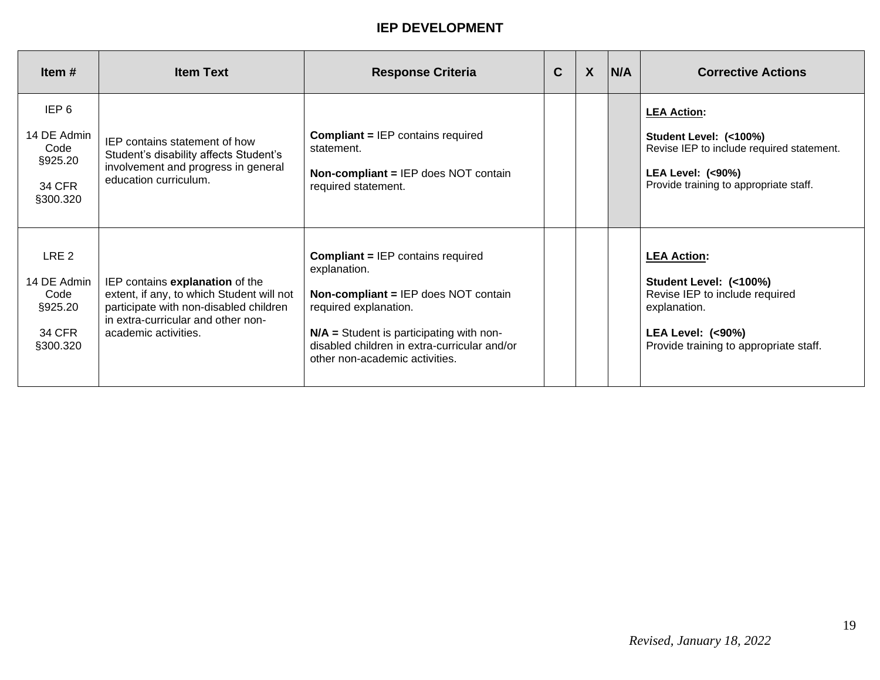## IEP DEVELOPMENT

| Item # | Item Text | Response Criteria | C | X | N/A | Corrective Actions |
|---|---|---|---|---|---|---|
| IEP 6<br><br>14 DE Admin Code §925.20<br><br>34 CFR §300.320 | IEP contains statement of how Student's disability affects Student's involvement and progress in general education curriculum. | **Compliant =** IEP contains required statement.<br><br>**Non-compliant =** IEP does NOT contain required statement. | | | | **LEA Action:**<br><br>**Student Level: (<100%)**<br>Revise IEP to include required statement.<br><br>**LEA Level: (<90%)**<br>Provide training to appropriate staff. |
| LRE 2<br><br>14 DE Admin Code §925.20<br><br>34 CFR §300.320 | IEP contains **explanation** of the extent, if any, to which Student will not participate with non-disabled children in extra-curricular and other non-academic activities. | **Compliant =** IEP contains required explanation.<br><br>**Non-compliant =** IEP does NOT contain required explanation.<br><br>**N/A =** Student is participating with non-disabled children in extra-curricular and/or other non-academic activities. | | | | **LEA Action:**<br><br>**Student Level: (<100%)**<br>Revise IEP to include required explanation.<br><br>**LEA Level: (<90%)**<br>Provide training to appropriate staff. |

*Revised, January 18, 2022*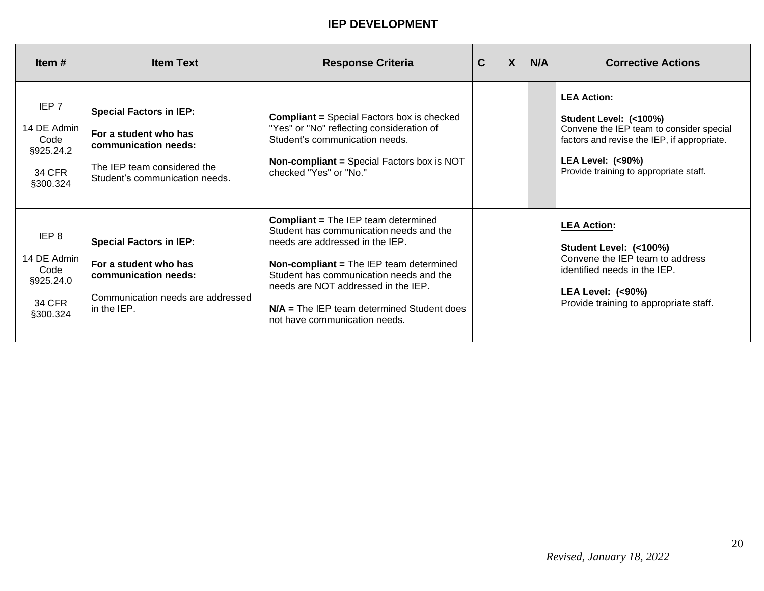## IEP DEVELOPMENT

| Item # | Item Text | Response Criteria | C | X | N/A | Corrective Actions |
|---|---|---|---|---|---|---|
| IEP 7<br><br>14 DE Admin Code §925.24.2<br><br>34 CFR §300.324 | **Special Factors in IEP:**<br><br>**For a student who has communication needs:**<br><br>The IEP team considered the Student's communication needs. | **Compliant =** Special Factors box is checked "Yes" or "No" reflecting consideration of Student's communication needs.<br><br>**Non-compliant =** Special Factors box is NOT checked "Yes" or "No." | | | | **LEA Action:**<br><br>**Student Level: (<100%)**<br>Convene the IEP team to consider special factors and revise the IEP, if appropriate.<br><br>**LEA Level: (<90%)**<br>Provide training to appropriate staff. |
| IEP 8<br><br>14 DE Admin Code §925.24.0<br><br>34 CFR §300.324 | **Special Factors in IEP:**<br><br>**For a student who has communication needs:**<br><br>Communication needs are addressed in the IEP. | **Compliant =** The IEP team determined Student has communication needs and the needs are addressed in the IEP.<br><br>**Non-compliant =** The IEP team determined Student has communication needs and the needs are NOT addressed in the IEP.<br><br>**N/A =** The IEP team determined Student does not have communication needs. | | | | **LEA Action:**<br><br>**Student Level: (<100%)**<br>Convene the IEP team to address identified needs in the IEP.<br><br>**LEA Level: (<90%)**<br>Provide training to appropriate staff. |

*Revised, January 18, 2022*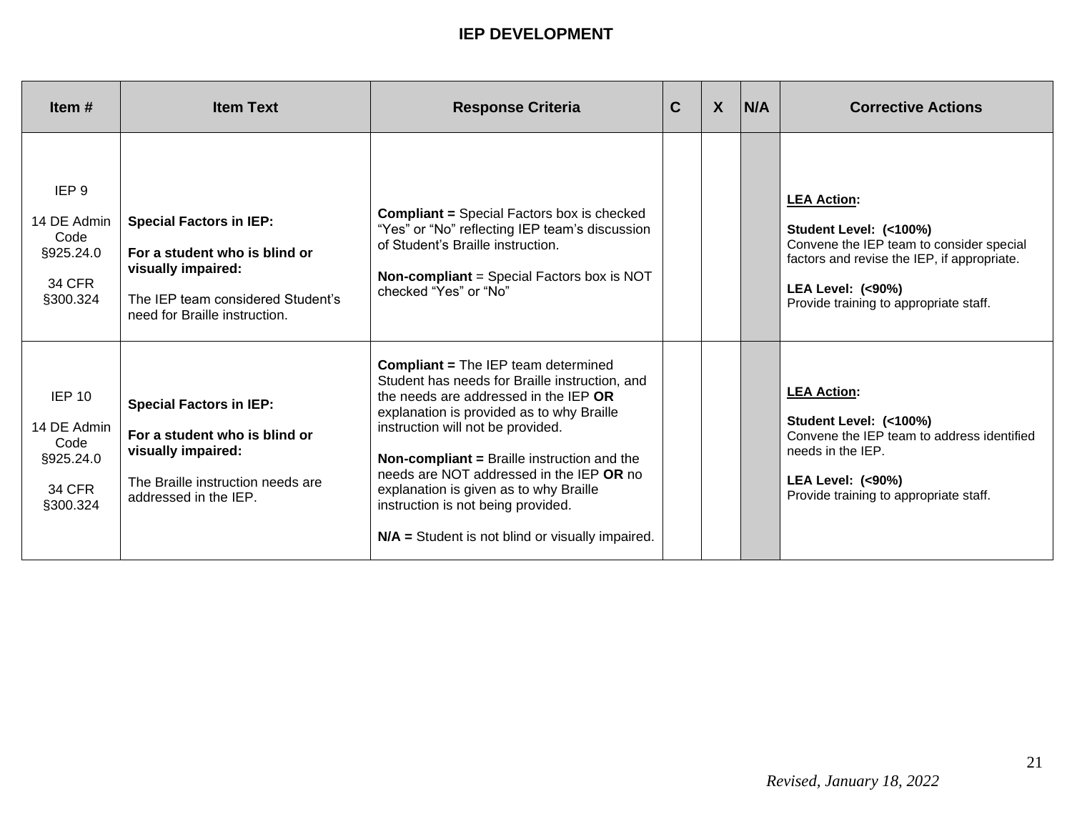# IEP DEVELOPMENT

| Item # | Item Text | Response Criteria | C | X | N/A | Corrective Actions |
|---|---|---|---|---|---|---|
| IEP 9<br><br>14 DE Admin Code §925.24.0<br><br>34 CFR §300.324 | **Special Factors in IEP:**<br><br>**For a student who is blind or visually impaired:**<br><br>The IEP team considered Student's need for Braille instruction. | **Compliant =** Special Factors box is checked "Yes" or "No" reflecting IEP team's discussion of Student's Braille instruction.<br><br>**Non-compliant** = Special Factors box is NOT checked "Yes" or "No" | | | | **LEA Action:**<br><br>**Student Level: (<100%)**<br>Convene the IEP team to consider special factors and revise the IEP, if appropriate.<br><br>**LEA Level: (<90%)**<br>Provide training to appropriate staff. |
| IEP 10<br><br>14 DE Admin Code §925.24.0<br><br>34 CFR §300.324 | **Special Factors in IEP:**<br><br>**For a student who is blind or visually impaired:**<br><br>The Braille instruction needs are addressed in the IEP. | **Compliant =** The IEP team determined Student has needs for Braille instruction, and the needs are addressed in the IEP **OR** explanation is provided as to why Braille instruction will not be provided.<br><br>**Non-compliant =** Braille instruction and the needs are NOT addressed in the IEP **OR** no explanation is given as to why Braille instruction is not being provided.<br><br>**N/A =** Student is not blind or visually impaired. | | | | **LEA Action:**<br><br>**Student Level: (<100%)**<br>Convene the IEP team to address identified needs in the IEP.<br><br>**LEA Level: (<90%)**<br>Provide training to appropriate staff. |

*Revised, January 18, 2022*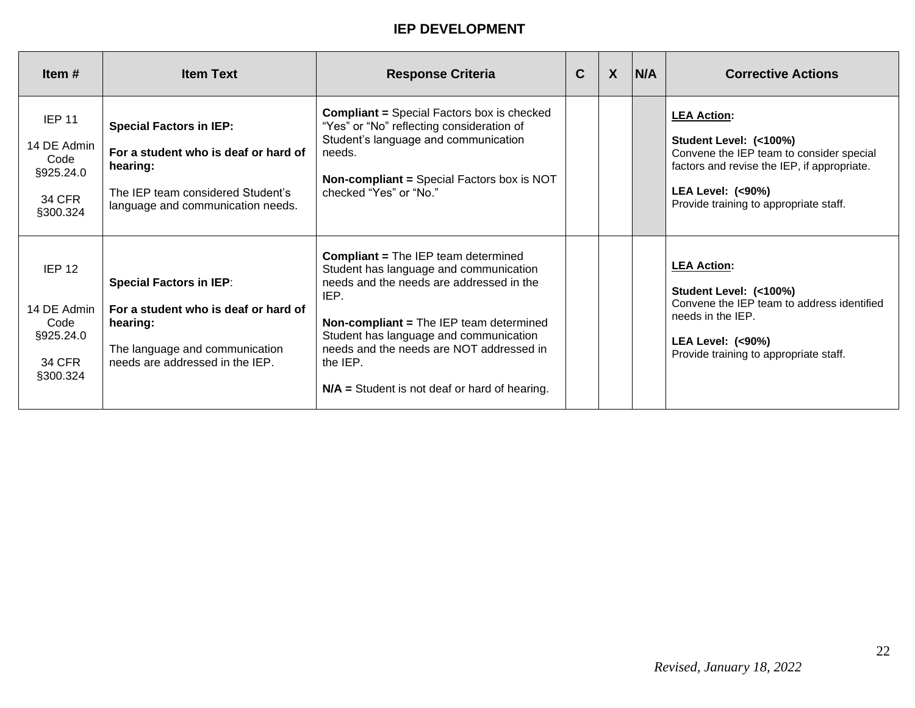## IEP DEVELOPMENT

| Item # | Item Text | Response Criteria | C | X | N/A | Corrective Actions |
|---|---|---|---|---|---|---|
| IEP 11<br><br>14 DE Admin Code §925.24.0<br><br>34 CFR §300.324 | **Special Factors in IEP:**<br><br>**For a student who is deaf or hard of hearing:**<br><br>The IEP team considered Student's language and communication needs. | **Compliant =** Special Factors box is checked "Yes" or "No" reflecting consideration of Student's language and communication needs.<br><br>**Non-compliant =** Special Factors box is NOT checked "Yes" or "No." | | | | **LEA Action:**<br><br>**Student Level: (<100%)**<br>Convene the IEP team to consider special factors and revise the IEP, if appropriate.<br><br>**LEA Level: (<90%)**<br>Provide training to appropriate staff. |
| IEP 12<br><br>14 DE Admin Code §925.24.0<br><br>34 CFR §300.324 | **Special Factors in IEP**:<br><br>**For a student who is deaf or hard of hearing:**<br><br>The language and communication needs are addressed in the IEP. | **Compliant =** The IEP team determined Student has language and communication needs and the needs are addressed in the IEP.<br><br>**Non-compliant =** The IEP team determined Student has language and communication needs and the needs are NOT addressed in the IEP.<br><br>**N/A =** Student is not deaf or hard of hearing. | | | | **LEA Action:**<br><br>**Student Level: (<100%)**<br>Convene the IEP team to address identified needs in the IEP.<br><br>**LEA Level: (<90%)**<br>Provide training to appropriate staff. |

*Revised, January 18, 2022*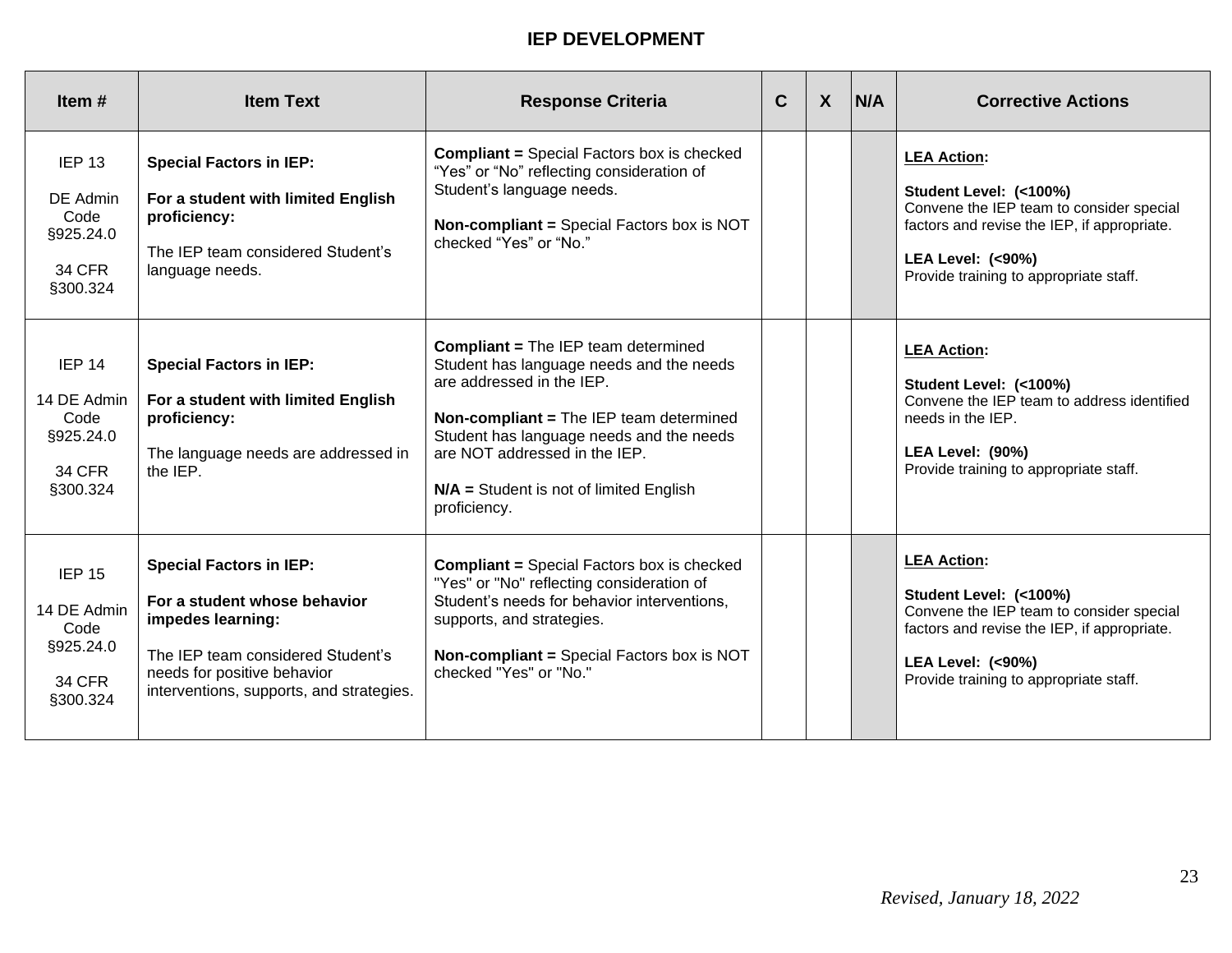## IEP DEVELOPMENT

| Item # | Item Text | Response Criteria | C | X | N/A | Corrective Actions |
|---|---|---|---|---|---|---|
| IEP 13<br><br>DE Admin Code §925.24.0<br><br>34 CFR §300.324 | **Special Factors in IEP:**<br><br>**For a student with limited English proficiency:**<br><br>The IEP team considered Student's language needs. | **Compliant =** Special Factors box is checked "Yes" or "No" reflecting consideration of Student's language needs.<br><br>**Non-compliant =** Special Factors box is NOT checked "Yes" or "No." | | | | **<u>LEA Action</u>:**<br><br>**Student Level: (<100%)**<br>Convene the IEP team to consider special factors and revise the IEP, if appropriate.<br><br>**LEA Level: (<90%)**<br>Provide training to appropriate staff. |
| IEP 14<br><br>14 DE Admin Code §925.24.0<br><br>34 CFR §300.324 | **Special Factors in IEP:**<br><br>**For a student with limited English proficiency:**<br><br>The language needs are addressed in the IEP. | **Compliant =** The IEP team determined Student has language needs and the needs are addressed in the IEP.<br><br>**Non-compliant =** The IEP team determined Student has language needs and the needs are NOT addressed in the IEP.<br><br>**N/A =** Student is not of limited English proficiency. | | | | **<u>LEA Action</u>:**<br><br>**Student Level: (<100%)**<br>Convene the IEP team to address identified needs in the IEP.<br><br>**LEA Level: (90%)**<br>Provide training to appropriate staff. |
| IEP 15<br><br>14 DE Admin Code §925.24.0<br><br>34 CFR §300.324 | **Special Factors in IEP:**<br><br>**For a student whose behavior impedes learning:**<br><br>The IEP team considered Student's needs for positive behavior interventions, supports, and strategies. | **Compliant =** Special Factors box is checked "Yes" or "No" reflecting consideration of Student's needs for behavior interventions, supports, and strategies.<br><br>**Non-compliant =** Special Factors box is NOT checked "Yes" or "No." | | | | **<u>LEA Action</u>:**<br><br>**Student Level: (<100%)**<br>Convene the IEP team to consider special factors and revise the IEP, if appropriate.<br><br>**LEA Level: (<90%)**<br>Provide training to appropriate staff. |

*Revised, January 18, 2022*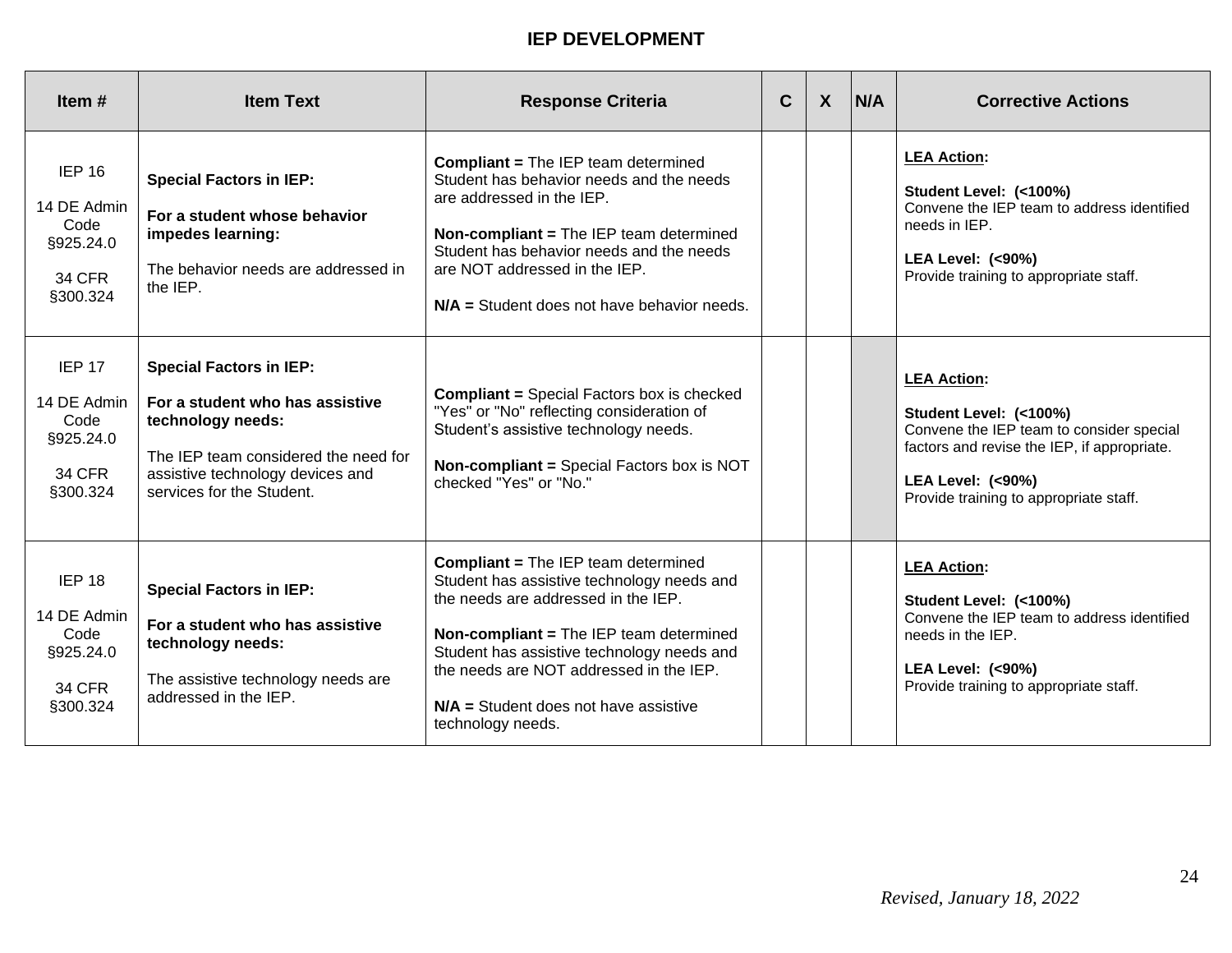## IEP DEVELOPMENT

| Item # | Item Text | Response Criteria | C | X | N/A | Corrective Actions |
|---|---|---|---|---|---|---|
| IEP 16<br><br>14 DE Admin Code §925.24.0<br><br>34 CFR §300.324 | **Special Factors in IEP:**<br><br>**For a student whose behavior impedes learning:**<br><br>The behavior needs are addressed in the IEP. | **Compliant =** The IEP team determined Student has behavior needs and the needs are addressed in the IEP.<br><br>**Non-compliant =** The IEP team determined Student has behavior needs and the needs are NOT addressed in the IEP.<br><br>**N/A =** Student does not have behavior needs. | | | | **LEA Action:**<br><br>**Student Level: (<100%)**<br>Convene the IEP team to address identified needs in IEP.<br><br>**LEA Level: (<90%)**<br>Provide training to appropriate staff. |
| IEP 17<br><br>14 DE Admin Code §925.24.0<br><br>34 CFR §300.324 | **Special Factors in IEP:**<br><br>**For a student who has assistive technology needs:**<br><br>The IEP team considered the need for assistive technology devices and services for the Student. | **Compliant =** Special Factors box is checked "Yes" or "No" reflecting consideration of Student's assistive technology needs.<br><br>**Non-compliant =** Special Factors box is NOT checked "Yes" or "No." | | | | **LEA Action:**<br><br>**Student Level: (<100%)**<br>Convene the IEP team to consider special factors and revise the IEP, if appropriate.<br><br>**LEA Level: (<90%)**<br>Provide training to appropriate staff. |
| IEP 18<br><br>14 DE Admin Code §925.24.0<br><br>34 CFR §300.324 | **Special Factors in IEP:**<br><br>**For a student who has assistive technology needs:**<br><br>The assistive technology needs are addressed in the IEP. | **Compliant =** The IEP team determined Student has assistive technology needs and the needs are addressed in the IEP.<br><br>**Non-compliant =** The IEP team determined Student has assistive technology needs and the needs are NOT addressed in the IEP.<br><br>**N/A =** Student does not have assistive technology needs. | | | | **LEA Action:**<br><br>**Student Level: (<100%)**<br>Convene the IEP team to address identified needs in the IEP.<br><br>**LEA Level: (<90%)**<br>Provide training to appropriate staff. |

*Revised, January 18, 2022*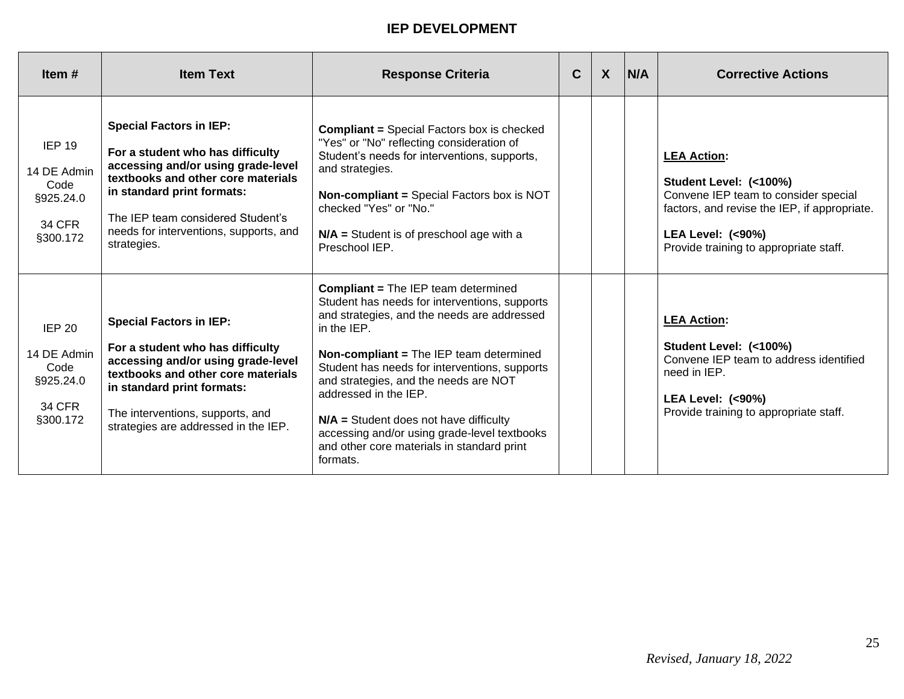## IEP DEVELOPMENT

| Item # | Item Text | Response Criteria | C | X | N/A | Corrective Actions |
|---|---|---|---|---|---|---|
| IEP 19<br><br>14 DE Admin Code §925.24.0<br><br>34 CFR §300.172 | **Special Factors in IEP:**<br><br>**For a student who has difficulty accessing and/or using grade-level textbooks and other core materials in standard print formats:**<br><br>The IEP team considered Student's needs for interventions, supports, and strategies. | **Compliant =** Special Factors box is checked "Yes" or "No" reflecting consideration of Student's needs for interventions, supports, and strategies.<br><br>**Non-compliant =** Special Factors box is NOT checked "Yes" or "No."<br><br>**N/A =** Student is of preschool age with a Preschool IEP. | | | | **<u>LEA Action</u>:**<br><br>**Student Level: (<100%)**<br>Convene IEP team to consider special factors, and revise the IEP, if appropriate.<br><br>**LEA Level: (<90%)**<br>Provide training to appropriate staff. |
| IEP 20<br><br>14 DE Admin Code §925.24.0<br><br>34 CFR §300.172 | **Special Factors in IEP:**<br><br>**For a student who has difficulty accessing and/or using grade-level textbooks and other core materials in standard print formats:**<br><br>The interventions, supports, and strategies are addressed in the IEP. | **Compliant =** The IEP team determined Student has needs for interventions, supports and strategies, and the needs are addressed in the IEP.<br><br>**Non-compliant =** The IEP team determined Student has needs for interventions, supports and strategies, and the needs are NOT addressed in the IEP.<br><br>**N/A =** Student does not have difficulty accessing and/or using grade-level textbooks and other core materials in standard print formats. | | | | **<u>LEA Action</u>:**<br><br>**Student Level: (<100%)**<br>Convene IEP team to address identified need in IEP.<br><br>**LEA Level: (<90%)**<br>Provide training to appropriate staff. |

*Revised, January 18, 2022*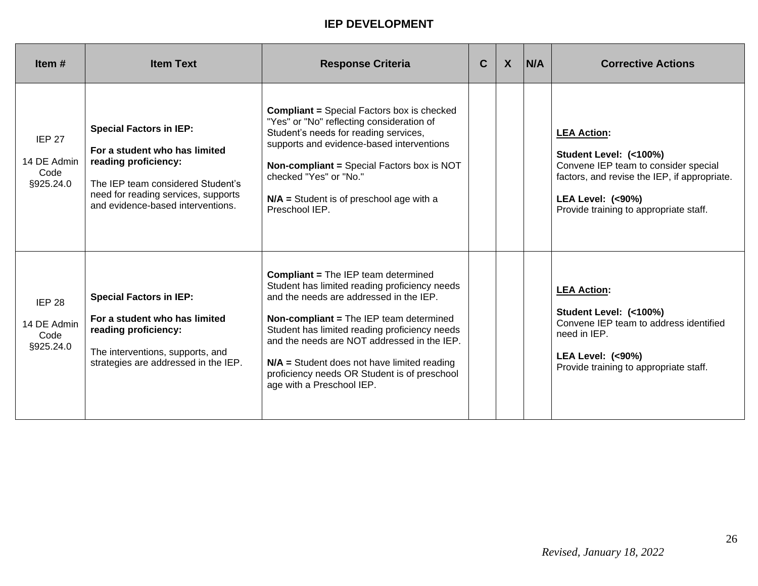## IEP DEVELOPMENT

| Item # | Item Text | Response Criteria | C | X | N/A | Corrective Actions |
|---|---|---|---|---|---|---|
| IEP 27<br><br>14 DE Admin Code §925.24.0 | **Special Factors in IEP:**<br><br>**For a student who has limited reading proficiency:**<br><br>The IEP team considered Student's need for reading services, supports and evidence-based interventions. | **Compliant =** Special Factors box is checked "Yes" or "No" reflecting consideration of Student's needs for reading services, supports and evidence-based interventions<br><br>**Non-compliant =** Special Factors box is NOT checked "Yes" or "No."<br><br>**N/A =** Student is of preschool age with a Preschool IEP. | | | | **LEA Action:**<br><br>**Student Level: (<100%)**<br>Convene IEP team to consider special factors, and revise the IEP, if appropriate.<br><br>**LEA Level: (<90%)**<br>Provide training to appropriate staff. |
| IEP 28<br><br>14 DE Admin Code §925.24.0 | **Special Factors in IEP:**<br><br>**For a student who has limited reading proficiency:**<br><br>The interventions, supports, and strategies are addressed in the IEP. | **Compliant =** The IEP team determined Student has limited reading proficiency needs and the needs are addressed in the IEP.<br><br>**Non-compliant =** The IEP team determined Student has limited reading proficiency needs and the needs are NOT addressed in the IEP.<br><br>**N/A =** Student does not have limited reading proficiency needs OR Student is of preschool age with a Preschool IEP. | | | | **LEA Action:**<br><br>**Student Level: (<100%)**<br>Convene IEP team to address identified need in IEP.<br><br>**LEA Level: (<90%)**<br>Provide training to appropriate staff. |

*Revised, January 18, 2022*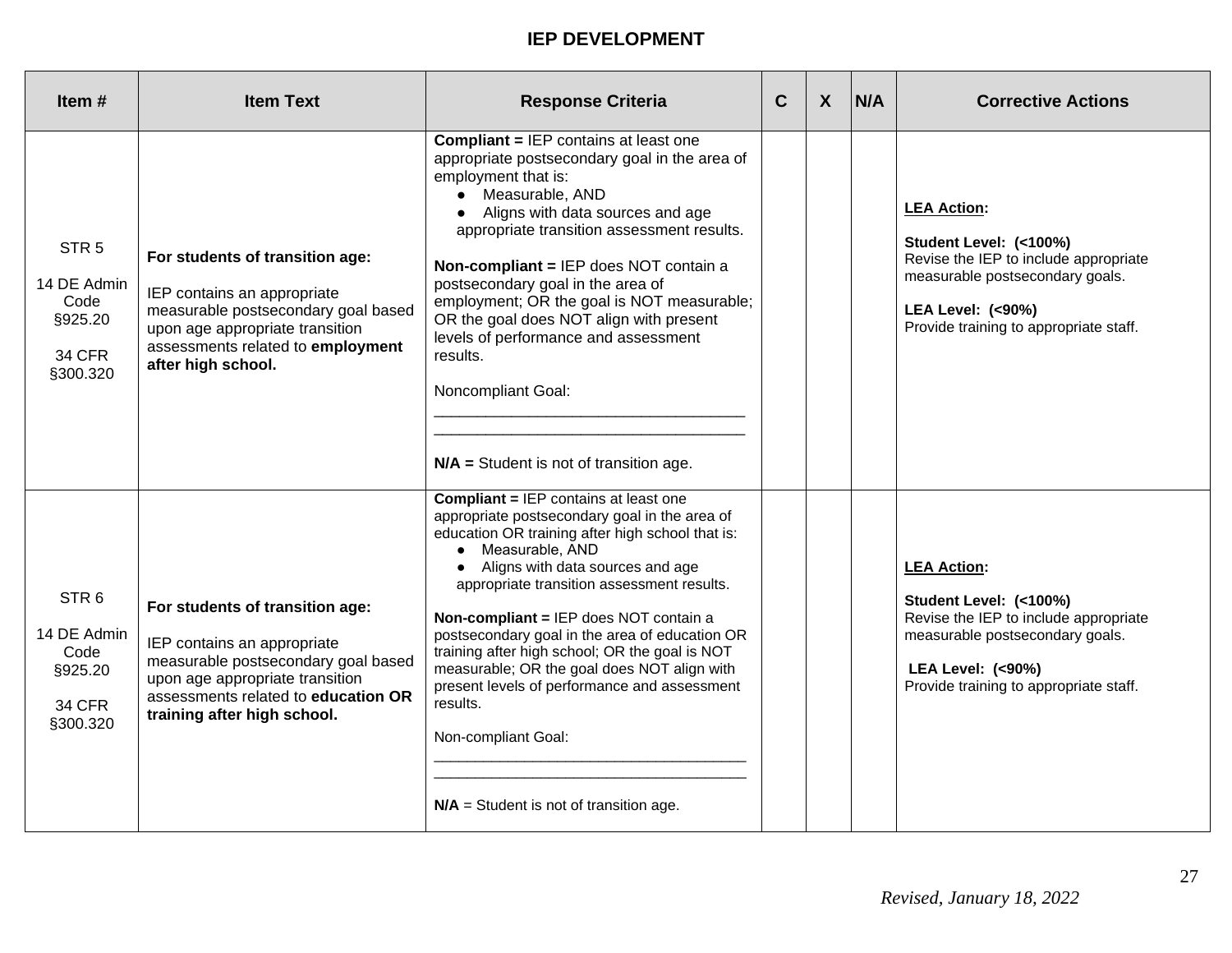## IEP DEVELOPMENT

| Item # | Item Text | Response Criteria | C | X | N/A | Corrective Actions |
|---|---|---|---|---|---|---|
| STR 5<br><br>14 DE Admin Code §925.20<br><br>34 CFR §300.320 | **For students of transition age:**<br><br>IEP contains an appropriate measurable postsecondary goal based upon age appropriate transition assessments related to **employment after high school.** | **Compliant =** IEP contains at least one appropriate postsecondary goal in the area of employment that is:<br>● Measurable, AND<br>● Aligns with data sources and age appropriate transition assessment results.<br><br>**Non-compliant =** IEP does NOT contain a postsecondary goal in the area of employment; OR the goal is NOT measurable; OR the goal does NOT align with present levels of performance and assessment results.<br><br>Noncompliant Goal:<br>____________________________________<br>____________________________________<br><br>**N/A =** Student is not of transition age. | | | | **LEA Action:**<br><br>**Student Level: (<100%)**<br>Revise the IEP to include appropriate measurable postsecondary goals.<br><br>**LEA Level: (<90%)**<br>Provide training to appropriate staff. |
| STR 6<br><br>14 DE Admin Code §925.20<br><br>34 CFR §300.320 | **For students of transition age:**<br><br>IEP contains an appropriate measurable postsecondary goal based upon age appropriate transition assessments related to **education OR training after high school.** | **Compliant =** IEP contains at least one appropriate postsecondary goal in the area of education OR training after high school that is:<br>● Measurable, AND<br>● Aligns with data sources and age appropriate transition assessment results.<br><br>**Non-compliant =** IEP does NOT contain a postsecondary goal in the area of education OR training after high school; OR the goal is NOT measurable; OR the goal does NOT align with present levels of performance and assessment results.<br><br>Non-compliant Goal:<br>____________________________________<br>____________________________________<br><br>**N/A** = Student is not of transition age. | | | | **LEA Action:**<br><br>**Student Level: (<100%)**<br>Revise the IEP to include appropriate measurable postsecondary goals.<br><br>**LEA Level: (<90%)**<br>Provide training to appropriate staff. |

*Revised, January 18, 2022*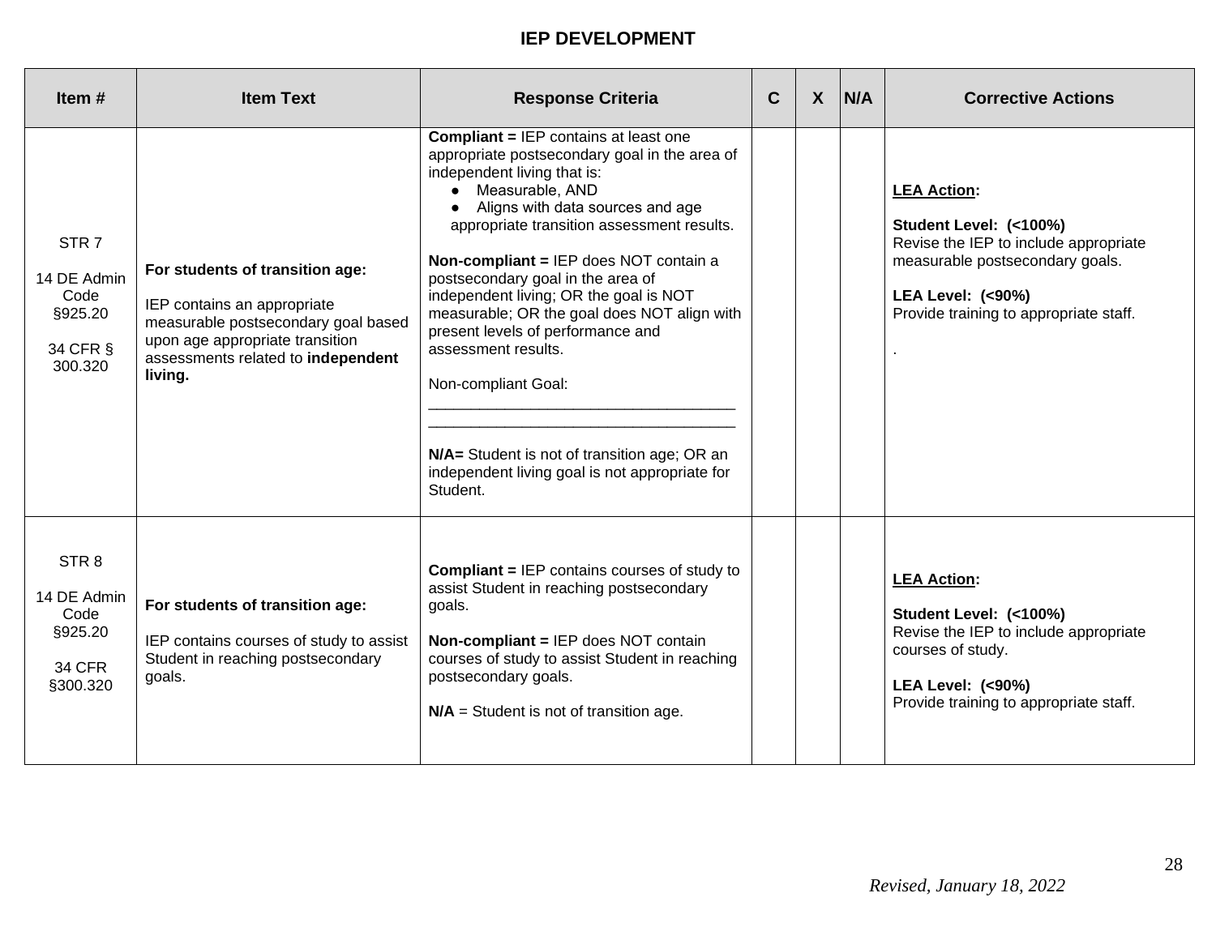## IEP DEVELOPMENT

| Item # | Item Text | Response Criteria | C | X | N/A | Corrective Actions |
|---|---|---|---|---|---|---|
| STR 7<br><br>14 DE Admin Code §925.20<br><br>34 CFR § 300.320 | **For students of transition age:**<br><br>IEP contains an appropriate measurable postsecondary goal based upon age appropriate transition assessments related to **independent living.** | **Compliant =** IEP contains at least one appropriate postsecondary goal in the area of independent living that is:<br>● Measurable, AND<br>● Aligns with data sources and age appropriate transition assessment results.<br><br>**Non-compliant =** IEP does NOT contain a postsecondary goal in the area of independent living; OR the goal is NOT measurable; OR the goal does NOT align with present levels of performance and assessment results.<br><br>Non-compliant Goal:<br>\_\_\_\_\_\_\_\_\_\_\_\_\_\_\_\_\_\_\_\_\_\_\_\_\_\_\_\_\_\_\_\_\_\_\_\_<br>\_\_\_\_\_\_\_\_\_\_\_\_\_\_\_\_\_\_\_\_\_\_\_\_\_\_\_\_\_\_\_\_\_\_\_\_<br><br>**N/A=** Student is not of transition age; OR an independent living goal is not appropriate for Student. | | | | **LEA Action:**<br><br>**Student Level: (<100%)**<br>Revise the IEP to include appropriate measurable postsecondary goals.<br><br>**LEA Level: (<90%)**<br>Provide training to appropriate staff.<br><br>. |
| STR 8<br><br>14 DE Admin Code §925.20<br><br>34 CFR §300.320 | **For students of transition age:**<br><br>IEP contains courses of study to assist Student in reaching postsecondary goals. | **Compliant =** IEP contains courses of study to assist Student in reaching postsecondary goals.<br><br>**Non-compliant =** IEP does NOT contain courses of study to assist Student in reaching postsecondary goals.<br><br>**N/A** = Student is not of transition age. | | | | **LEA Action:**<br><br>**Student Level: (<100%)**<br>Revise the IEP to include appropriate courses of study.<br><br>**LEA Level: (<90%)**<br>Provide training to appropriate staff. |

*Revised, January 18, 2022*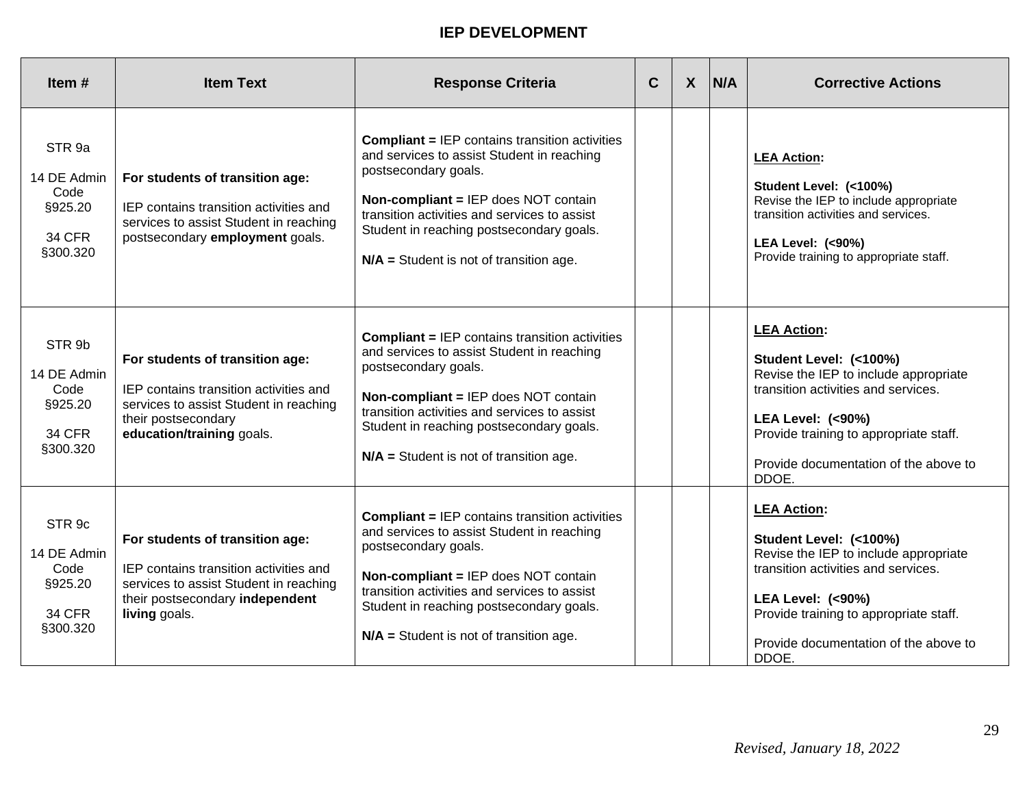## IEP DEVELOPMENT

| Item # | Item Text | Response Criteria | C | X | N/A | Corrective Actions |
|---|---|---|---|---|---|---|
| STR 9a<br><br>14 DE Admin Code §925.20<br><br>34 CFR §300.320 | **For students of transition age:**<br><br>IEP contains transition activities and services to assist Student in reaching postsecondary **employment** goals. | **Compliant =** IEP contains transition activities and services to assist Student in reaching postsecondary goals.<br><br>**Non-compliant =** IEP does NOT contain transition activities and services to assist Student in reaching postsecondary goals.<br><br>**N/A =** Student is not of transition age. | | | | **LEA Action:**<br><br>**Student Level: (<100%)**<br>Revise the IEP to include appropriate transition activities and services.<br><br>**LEA Level: (<90%)**<br>Provide training to appropriate staff. |
| STR 9b<br><br>14 DE Admin Code §925.20<br><br>34 CFR §300.320 | **For students of transition age:**<br><br>IEP contains transition activities and services to assist Student in reaching their postsecondary **education/training** goals. | **Compliant =** IEP contains transition activities and services to assist Student in reaching postsecondary goals.<br><br>**Non-compliant =** IEP does NOT contain transition activities and services to assist Student in reaching postsecondary goals.<br><br>**N/A =** Student is not of transition age. | | | | **LEA Action:**<br><br>**Student Level: (<100%)**<br>Revise the IEP to include appropriate transition activities and services.<br><br>**LEA Level: (<90%)**<br>Provide training to appropriate staff.<br><br>Provide documentation of the above to DDOE. |
| STR 9c<br><br>14 DE Admin Code §925.20<br><br>34 CFR §300.320 | **For students of transition age:**<br><br>IEP contains transition activities and services to assist Student in reaching their postsecondary **independent living** goals. | **Compliant =** IEP contains transition activities and services to assist Student in reaching postsecondary goals.<br><br>**Non-compliant =** IEP does NOT contain transition activities and services to assist Student in reaching postsecondary goals.<br><br>**N/A =** Student is not of transition age. | | | | **LEA Action:**<br><br>**Student Level: (<100%)**<br>Revise the IEP to include appropriate transition activities and services.<br><br>**LEA Level: (<90%)**<br>Provide training to appropriate staff.<br><br>Provide documentation of the above to DDOE. |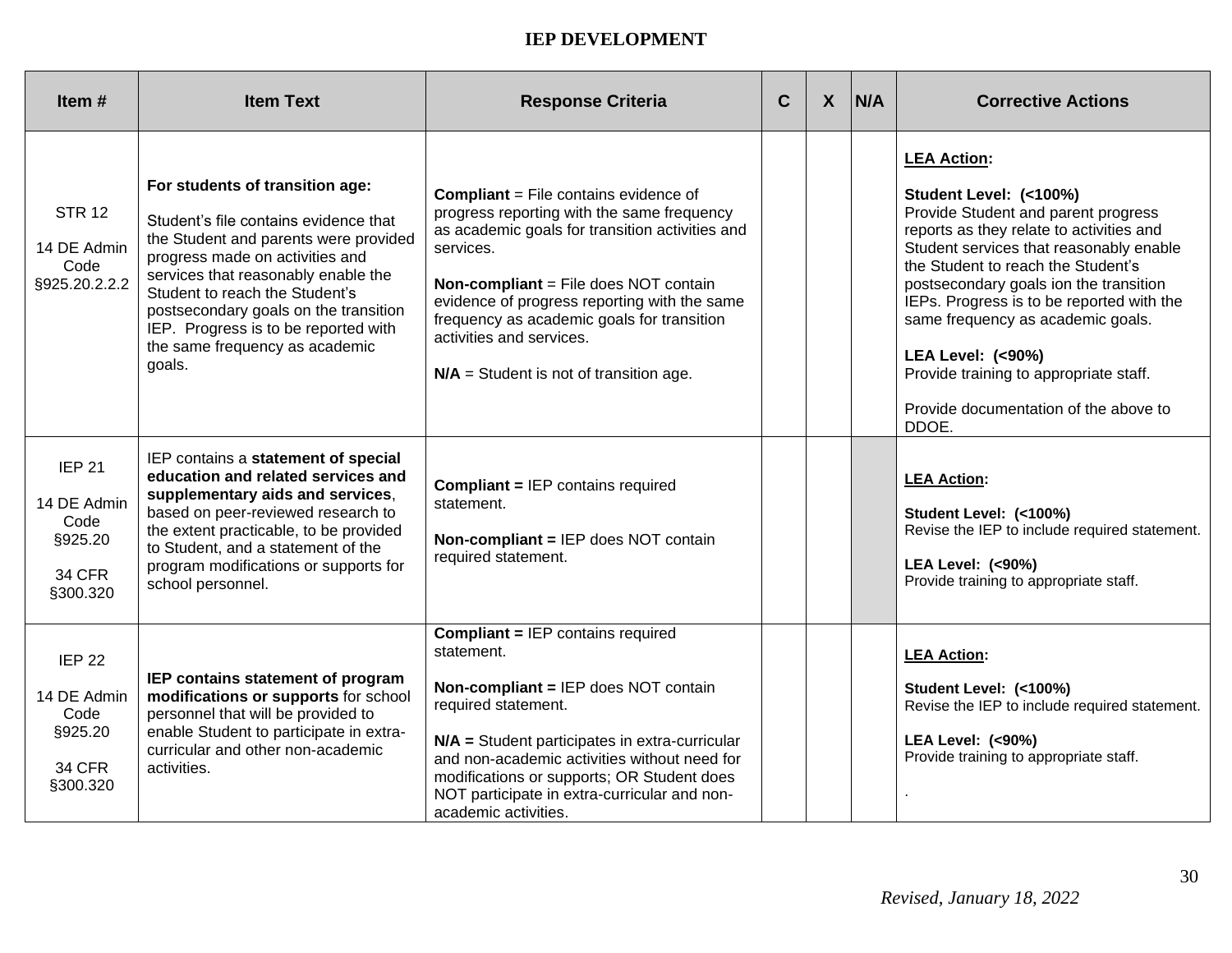# IEP DEVELOPMENT

| Item # | Item Text | Response Criteria | C | X | N/A | Corrective Actions |
|---|---|---|---|---|---|---|
| STR 12<br><br>14 DE Admin Code §925.20.2.2.2 | **For students of transition age:**<br><br>Student's file contains evidence that the Student and parents were provided progress made on activities and services that reasonably enable the Student to reach the Student's postsecondary goals on the transition IEP. Progress is to be reported with the same frequency as academic goals. | **Compliant** = File contains evidence of progress reporting with the same frequency as academic goals for transition activities and services.<br><br>**Non-compliant** = File does NOT contain evidence of progress reporting with the same frequency as academic goals for transition activities and services.<br><br>**N/A** = Student is not of transition age. | | | | **LEA Action:**<br><br>**Student Level: (<100%)**<br>Provide Student and parent progress reports as they relate to activities and Student services that reasonably enable the Student to reach the Student's postsecondary goals ion the transition IEPs. Progress is to be reported with the same frequency as academic goals.<br><br>**LEA Level: (<90%)**<br>Provide training to appropriate staff.<br><br>Provide documentation of the above to DDOE. |
| IEP 21<br><br>14 DE Admin Code §925.20<br><br>34 CFR §300.320 | IEP contains a **statement of special education and related services and supplementary aids and services**, based on peer-reviewed research to the extent practicable, to be provided to Student, and a statement of the program modifications or supports for school personnel. | **Compliant =** IEP contains required statement.<br><br>**Non-compliant =** IEP does NOT contain required statement. | | | | **LEA Action:**<br><br>**Student Level: (<100%)**<br>Revise the IEP to include required statement.<br><br>**LEA Level: (<90%)**<br>Provide training to appropriate staff. |
| IEP 22<br><br>14 DE Admin Code §925.20<br><br>34 CFR §300.320 | **IEP contains statement of program modifications or supports** for school personnel that will be provided to enable Student to participate in extra-curricular and other non-academic activities. | **Compliant =** IEP contains required statement.<br><br>**Non-compliant =** IEP does NOT contain required statement.<br><br>**N/A =** Student participates in extra-curricular and non-academic activities without need for modifications or supports; OR Student does NOT participate in extra-curricular and non-academic activities. | | | | **LEA Action:**<br><br>**Student Level: (<100%)**<br>Revise the IEP to include required statement.<br><br>**LEA Level: (<90%)**<br>Provide training to appropriate staff.<br><br>. |

*Revised, January 18, 2022*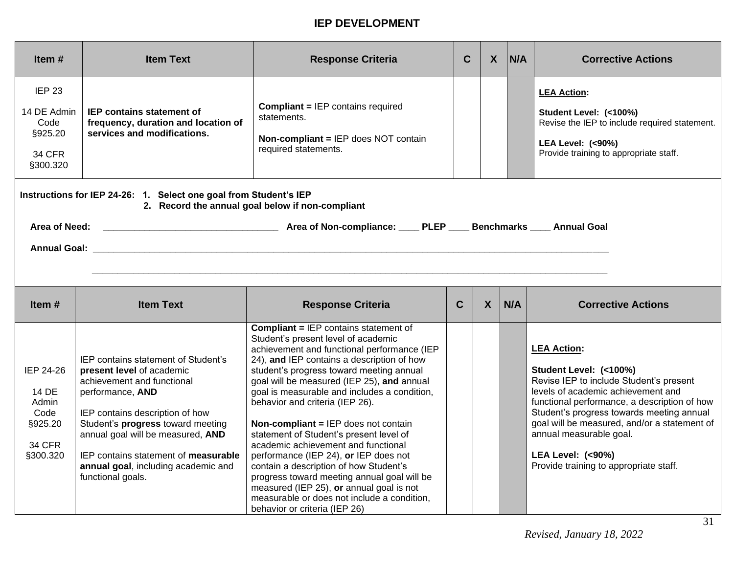## IEP DEVELOPMENT

| Item # | Item Text | Response Criteria | C | X | N/A | Corrective Actions |
|---|---|---|---|---|---|---|
| IEP 23<br><br>14 DE Admin Code §925.20<br><br>34 CFR §300.320 | **IEP contains statement of frequency, duration and location of services and modifications.** | **Compliant =** IEP contains required statements.<br><br>**Non-compliant =** IEP does NOT contain required statements. | | | | **<u>LEA Action</u>:**<br><br>**Student Level: (<100%)**<br>Revise the IEP to include required statement.<br><br>**LEA Level: (<90%)**<br>Provide training to appropriate staff. |

**Instructions for IEP 24-26:** **1. Select one goal from Student's IEP**
**2. Record the annual goal below if non-compliant**

**Area of Need:** ______________________________ **Area of Non-compliance:** ____ **PLEP** ____ **Benchmarks** ____ **Annual Goal**

**Annual Goal:** ________________________________________________________________________________

________________________________________________________________________________

| Item # | Item Text | Response Criteria | C | X | N/A | Corrective Actions |
|---|---|---|---|---|---|---|
| IEP 24-26<br><br>14 DE Admin Code §925.20<br><br>34 CFR §300.320 | IEP contains statement of Student's **present level** of academic achievement and functional performance, **AND**<br><br>IEP contains description of how Student's **progress** toward meeting annual goal will be measured, **AND**<br><br>IEP contains statement of **measurable annual goal**, including academic and functional goals. | **Compliant =** IEP contains statement of Student's present level of academic achievement and functional performance (IEP 24), **and** IEP contains a description of how student's progress toward meeting annual goal will be measured (IEP 25), **and** annual goal is measurable and includes a condition, behavior and criteria (IEP 26).<br><br>**Non-compliant =** IEP does not contain statement of Student's present level of academic achievement and functional performance (IEP 24), **or** IEP does not contain a description of how Student's progress toward meeting annual goal will be measured (IEP 25), **or** annual goal is not measurable or does not include a condition, behavior or criteria (IEP 26) | | | | **<u>LEA Action</u>:**<br><br>**Student Level: (<100%)**<br>Revise IEP to include Student's present levels of academic achievement and functional performance, a description of how Student's progress towards meeting annual goal will be measured, and/or a statement of annual measurable goal.<br><br>**LEA Level: (<90%)**<br>Provide training to appropriate staff. |

*Revised, January 18, 2022*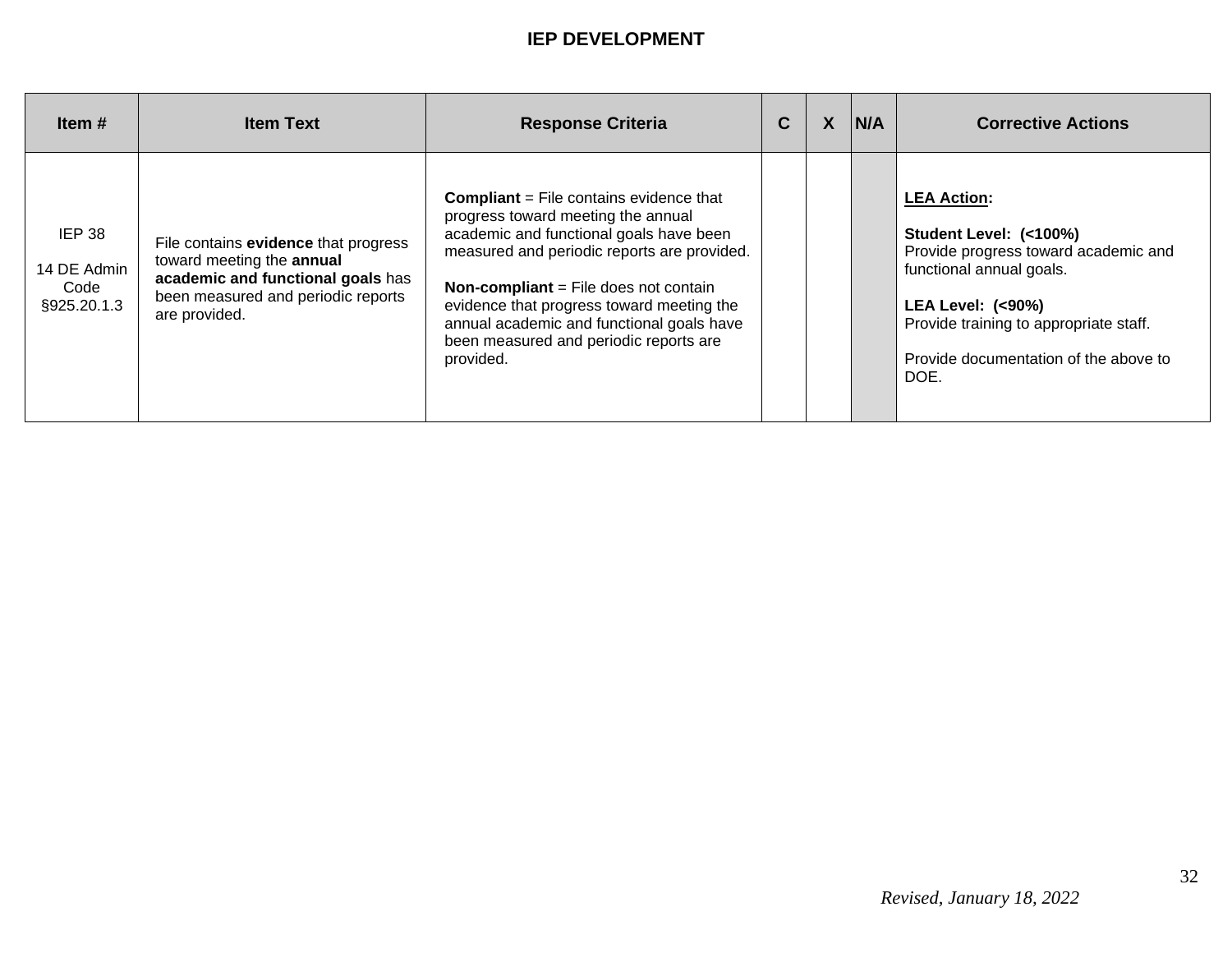# IEP DEVELOPMENT

| Item # | Item Text | Response Criteria | C | X | N/A | Corrective Actions |
|---|---|---|---|---|---|---|
| IEP 38<br><br>14 DE Admin Code §925.20.1.3 | File contains **evidence** that progress toward meeting the **annual academic and functional goals** has been measured and periodic reports are provided. | **Compliant** = File contains evidence that progress toward meeting the annual academic and functional goals have been measured and periodic reports are provided.<br><br>**Non-compliant** = File does not contain evidence that progress toward meeting the annual academic and functional goals have been measured and periodic reports are provided. | | | | **LEA Action:**<br><br>**Student Level: (<100%)**<br>Provide progress toward academic and functional annual goals.<br><br>**LEA Level: (<90%)**<br>Provide training to appropriate staff.<br><br>Provide documentation of the above to DOE. |

*Revised, January 18, 2022*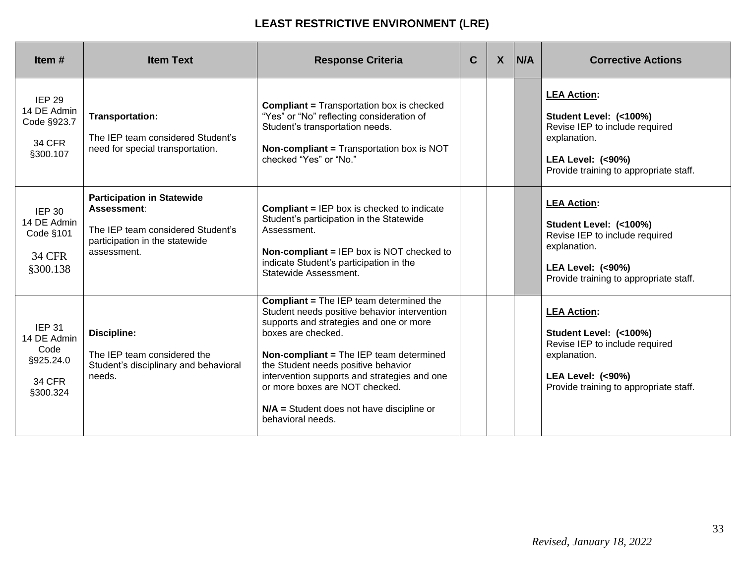# LEAST RESTRICTIVE ENVIRONMENT (LRE)

| Item # | Item Text | Response Criteria | C | X | N/A | Corrective Actions |
|---|---|---|---|---|---|---|
| IEP 29<br>14 DE Admin Code §923.7<br><br>34 CFR §300.107 | **Transportation:**<br><br>The IEP team considered Student's need for special transportation. | **Compliant =** Transportation box is checked "Yes" or "No" reflecting consideration of Student's transportation needs.<br><br>**Non-compliant =** Transportation box is NOT checked "Yes" or "No." | | | | **<u>LEA Action</u>:**<br><br>**Student Level: (<100%)**<br>Revise IEP to include required explanation.<br><br>**LEA Level: (<90%)**<br>Provide training to appropriate staff. |
| IEP 30<br>14 DE Admin Code §101<br><br>34 CFR §300.138 | **Participation in Statewide Assessment**:<br><br>The IEP team considered Student's participation in the statewide assessment. | **Compliant =** IEP box is checked to indicate Student's participation in the Statewide Assessment.<br><br>**Non-compliant =** IEP box is NOT checked to indicate Student's participation in the Statewide Assessment. | | | | **<u>LEA Action</u>:**<br><br>**Student Level: (<100%)**<br>Revise IEP to include required explanation.<br><br>**LEA Level: (<90%)**<br>Provide training to appropriate staff. |
| IEP 31<br>14 DE Admin Code §925.24.0<br><br>34 CFR §300.324 | **Discipline:**<br><br>The IEP team considered the Student's disciplinary and behavioral needs. | **Compliant =** The IEP team determined the Student needs positive behavior intervention supports and strategies and one or more boxes are checked.<br><br>**Non-compliant =** The IEP team determined the Student needs positive behavior intervention supports and strategies and one or more boxes are NOT checked.<br><br>**N/A =** Student does not have discipline or behavioral needs. | | | | **<u>LEA Action</u>:**<br><br>**Student Level: (<100%)**<br>Revise IEP to include required explanation.<br><br>**LEA Level: (<90%)**<br>Provide training to appropriate staff. |

*Revised, January 18, 2022*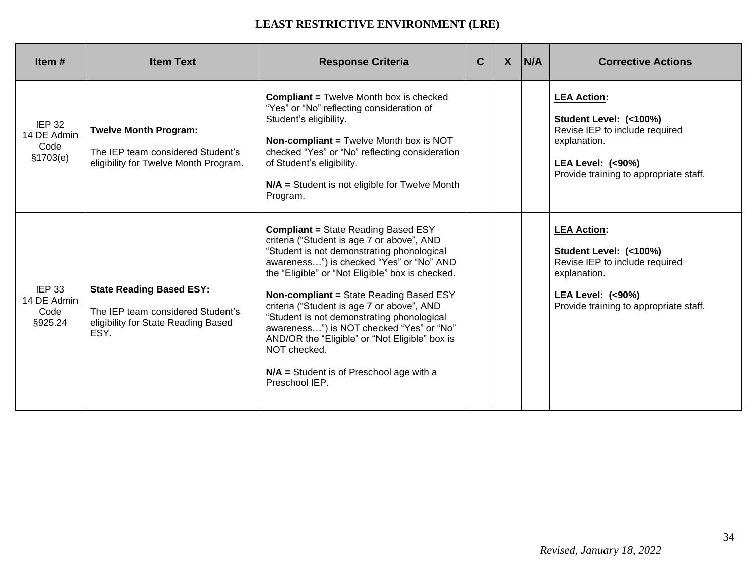# LEAST RESTRICTIVE ENVIRONMENT (LRE)

| Item # | Item Text | Response Criteria | C | X | N/A | Corrective Actions |
|---|---|---|---|---|---|---|
| IEP 32<br>14 DE Admin Code §1703(e) | **Twelve Month Program:**<br><br>The IEP team considered Student's eligibility for Twelve Month Program. | **Compliant =** Twelve Month box is checked "Yes" or "No" reflecting consideration of Student's eligibility.<br><br>**Non-compliant =** Twelve Month box is NOT checked "Yes" or "No" reflecting consideration of Student's eligibility.<br><br>**N/A =** Student is not eligible for Twelve Month Program. | | | | **LEA Action:**<br><br>**Student Level: (<100%)**<br>Revise IEP to include required explanation.<br><br>**LEA Level: (<90%)**<br>Provide training to appropriate staff. |
| IEP 33<br>14 DE Admin Code §925.24 | **State Reading Based ESY:**<br><br>The IEP team considered Student's eligibility for State Reading Based ESY. | **Compliant =** State Reading Based ESY criteria ("Student is age 7 or above", AND "Student is not demonstrating phonological awareness…") is checked "Yes" or "No" AND the "Eligible" or "Not Eligible" box is checked.<br><br>**Non-compliant =** State Reading Based ESY criteria ("Student is age 7 or above", AND "Student is not demonstrating phonological awareness…") is NOT checked "Yes" or "No" AND/OR the "Eligible" or "Not Eligible" box is NOT checked.<br><br>**N/A =** Student is of Preschool age with a Preschool IEP. | | | | **LEA Action:**<br><br>**Student Level: (<100%)**<br>Revise IEP to include required explanation.<br><br>**LEA Level: (<90%)**<br>Provide training to appropriate staff. |

*Revised, January 18, 2022*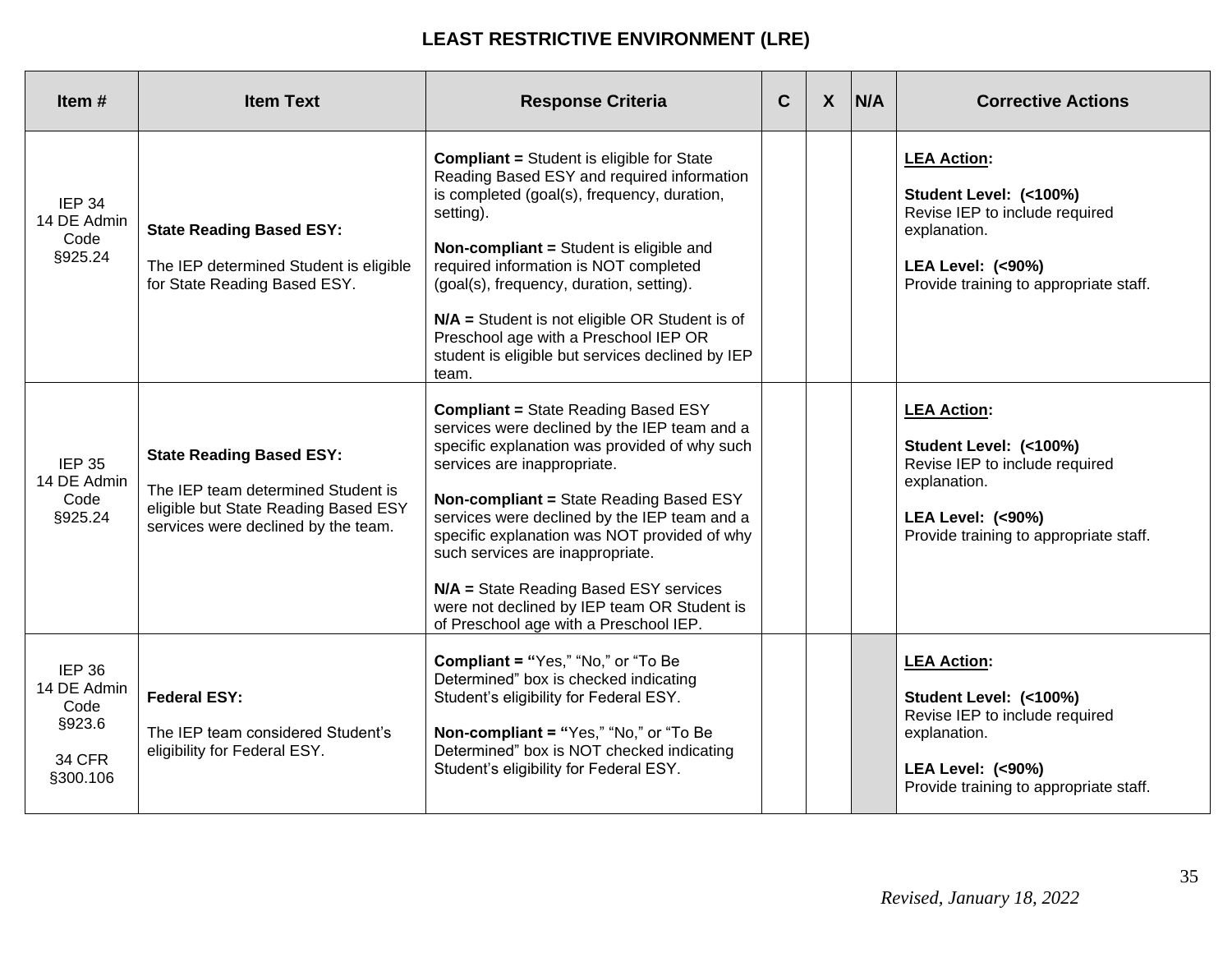## LEAST RESTRICTIVE ENVIRONMENT (LRE)

| Item # | Item Text | Response Criteria | C | X | N/A | Corrective Actions |
|---|---|---|---|---|---|---|
| IEP 34<br>14 DE Admin Code<br>§925.24 | **State Reading Based ESY:**<br><br>The IEP determined Student is eligible for State Reading Based ESY. | **Compliant =** Student is eligible for State Reading Based ESY and required information is completed (goal(s), frequency, duration, setting).<br><br>**Non-compliant =** Student is eligible and required information is NOT completed (goal(s), frequency, duration, setting).<br><br>**N/A =** Student is not eligible OR Student is of Preschool age with a Preschool IEP OR student is eligible but services declined by IEP team. | | | | **LEA Action:**<br><br>**Student Level: (<100%)**<br>Revise IEP to include required explanation.<br><br>**LEA Level: (<90%)**<br>Provide training to appropriate staff. |
| IEP 35<br>14 DE Admin Code<br>§925.24 | **State Reading Based ESY:**<br><br>The IEP team determined Student is eligible but State Reading Based ESY services were declined by the team. | **Compliant =** State Reading Based ESY services were declined by the IEP team and a specific explanation was provided of why such services are inappropriate.<br><br>**Non-compliant =** State Reading Based ESY services were declined by the IEP team and a specific explanation was NOT provided of why such services are inappropriate.<br><br>**N/A =** State Reading Based ESY services were not declined by IEP team OR Student is of Preschool age with a Preschool IEP. | | | | **LEA Action:**<br><br>**Student Level: (<100%)**<br>Revise IEP to include required explanation.<br><br>**LEA Level: (<90%)**<br>Provide training to appropriate staff. |
| IEP 36<br>14 DE Admin Code<br>§923.6<br><br>34 CFR §300.106 | **Federal ESY:**<br><br>The IEP team considered Student's eligibility for Federal ESY. | **Compliant = "**Yes," "No," or "To Be Determined" box is checked indicating Student's eligibility for Federal ESY.<br><br>**Non-compliant = "**Yes," "No," or "To Be Determined" box is NOT checked indicating Student's eligibility for Federal ESY. | | | | **LEA Action:**<br><br>**Student Level: (<100%)**<br>Revise IEP to include required explanation.<br><br>**LEA Level: (<90%)**<br>Provide training to appropriate staff. |

*Revised, January 18, 2022*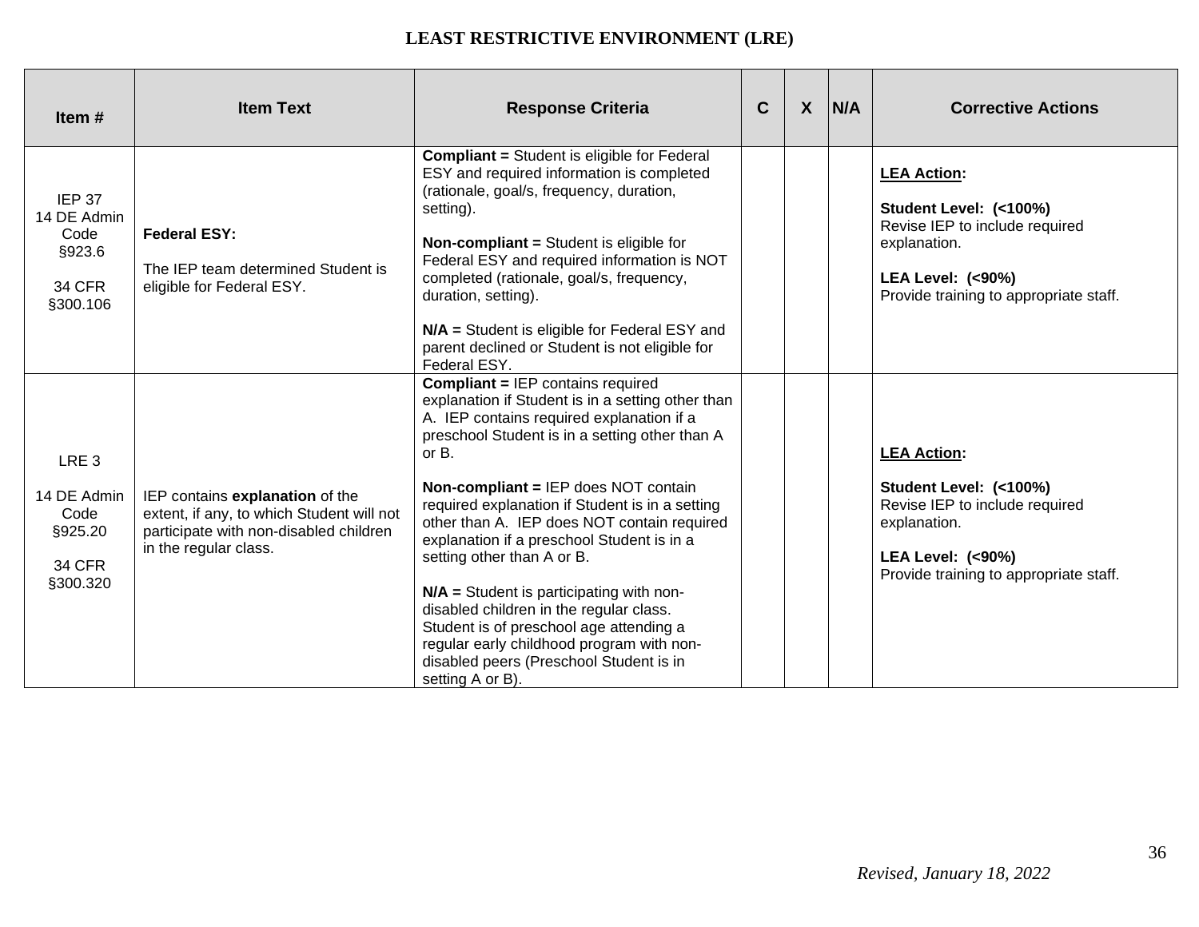## LEAST RESTRICTIVE ENVIRONMENT (LRE)

| Item # | Item Text | Response Criteria | C | X | N/A | Corrective Actions |
|---|---|---|---|---|---|---|
| IEP 37<br>14 DE Admin Code §923.6<br><br>34 CFR §300.106 | **Federal ESY:**<br><br>The IEP team determined Student is eligible for Federal ESY. | **Compliant =** Student is eligible for Federal ESY and required information is completed (rationale, goal/s, frequency, duration, setting).<br><br>**Non-compliant =** Student is eligible for Federal ESY and required information is NOT completed (rationale, goal/s, frequency, duration, setting).<br><br>**N/A =** Student is eligible for Federal ESY and parent declined or Student is not eligible for Federal ESY. | | | | **LEA Action:**<br><br>**Student Level: (<100%)**<br>Revise IEP to include required explanation.<br><br>**LEA Level: (<90%)**<br>Provide training to appropriate staff. |
| LRE 3<br><br>14 DE Admin Code §925.20<br><br>34 CFR §300.320 | IEP contains **explanation** of the extent, if any, to which Student will not participate with non-disabled children in the regular class. | **Compliant =** IEP contains required explanation if Student is in a setting other than A. IEP contains required explanation if a preschool Student is in a setting other than A or B.<br><br>**Non-compliant =** IEP does NOT contain required explanation if Student is in a setting other than A. IEP does NOT contain required explanation if a preschool Student is in a setting other than A or B.<br><br>**N/A =** Student is participating with non-disabled children in the regular class. Student is of preschool age attending a regular early childhood program with non-disabled peers (Preschool Student is in setting A or B). | | | | **LEA Action:**<br><br>**Student Level: (<100%)**<br>Revise IEP to include required explanation.<br><br>**LEA Level: (<90%)**<br>Provide training to appropriate staff. |

*Revised, January 18, 2022*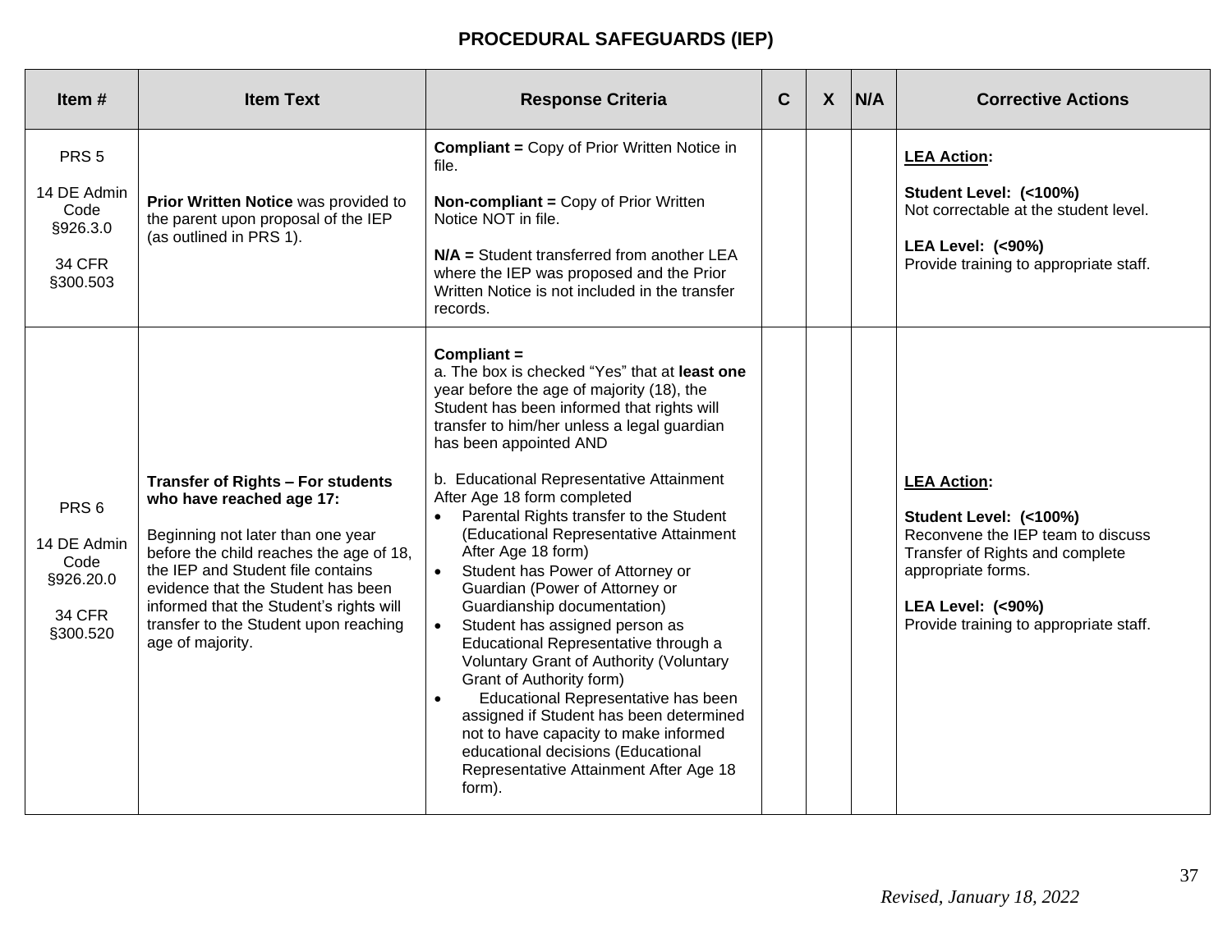## PROCEDURAL SAFEGUARDS (IEP)

| Item # | Item Text | Response Criteria | C | X | N/A | Corrective Actions |
|---|---|---|---|---|---|---|
| PRS 5<br><br>14 DE Admin Code §926.3.0<br><br>34 CFR §300.503 | **Prior Written Notice** was provided to the parent upon proposal of the IEP (as outlined in PRS 1). | **Compliant =** Copy of Prior Written Notice in file.<br><br>**Non-compliant =** Copy of Prior Written Notice NOT in file.<br><br>**N/A =** Student transferred from another LEA where the IEP was proposed and the Prior Written Notice is not included in the transfer records. | | | | **LEA Action:**<br><br>**Student Level: (<100%)**<br>Not correctable at the student level.<br><br>**LEA Level: (<90%)**<br>Provide training to appropriate staff. |
| PRS 6<br><br>14 DE Admin Code §926.20.0<br><br>34 CFR §300.520 | **Transfer of Rights – For students who have reached age 17:**<br><br>Beginning not later than one year before the child reaches the age of 18, the IEP and Student file contains evidence that the Student has been informed that the Student's rights will transfer to the Student upon reaching age of majority. | **Compliant =**<br>a. The box is checked "Yes" that at **least one** year before the age of majority (18), the Student has been informed that rights will transfer to him/her unless a legal guardian has been appointed AND<br><br>b. Educational Representative Attainment After Age 18 form completed<br>• Parental Rights transfer to the Student (Educational Representative Attainment After Age 18 form)<br>• Student has Power of Attorney or Guardian (Power of Attorney or Guardianship documentation)<br>• Student has assigned person as Educational Representative through a Voluntary Grant of Authority (Voluntary Grant of Authority form)<br>• Educational Representative has been assigned if Student has been determined not to have capacity to make informed educational decisions (Educational Representative Attainment After Age 18 form). | | | | **LEA Action:**<br><br>**Student Level: (<100%)**<br>Reconvene the IEP team to discuss Transfer of Rights and complete appropriate forms.<br><br>**LEA Level: (<90%)**<br>Provide training to appropriate staff. |

*Revised, January 18, 2022*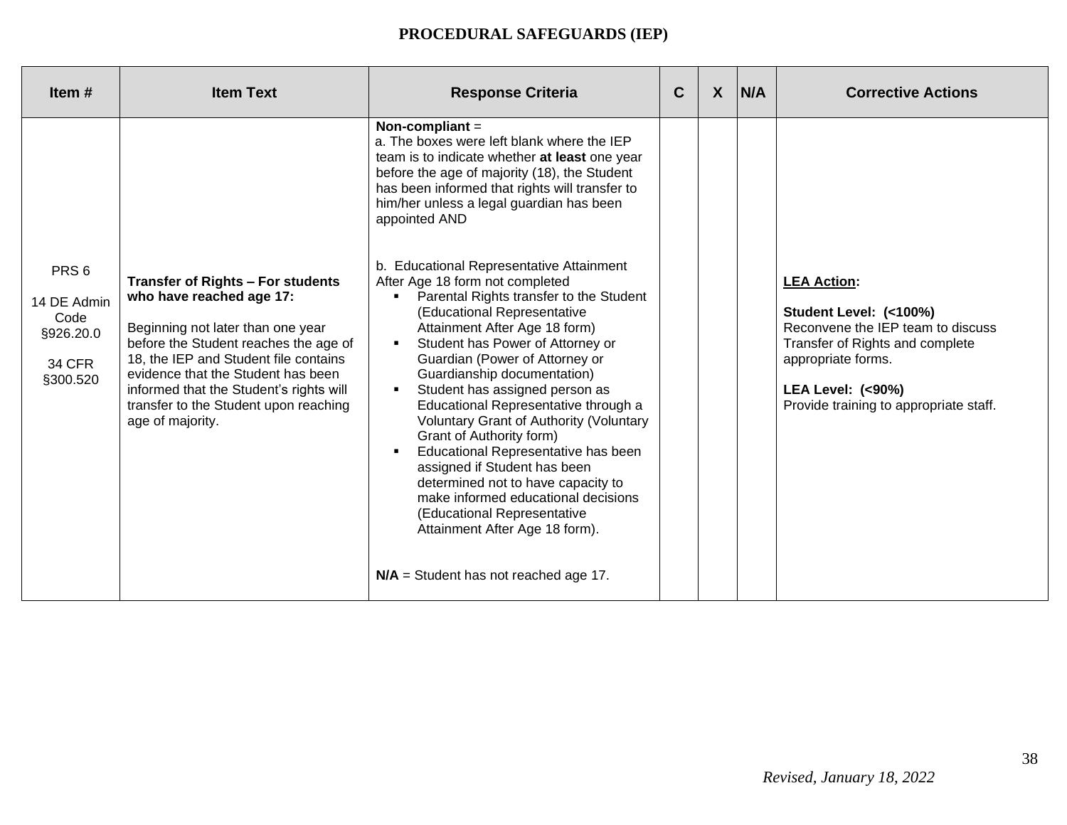**PROCEDURAL SAFEGUARDS (IEP)**

| Item # | Item Text | Response Criteria | C | X | N/A | Corrective Actions |
|---|---|---|---|---|---|---|
| PRS 6<br><br>14 DE Admin Code §926.20.0<br><br>34 CFR §300.520 | **Transfer of Rights – For students who have reached age 17:**<br><br>Beginning not later than one year before the Student reaches the age of 18, the IEP and Student file contains evidence that the Student has been informed that the Student's rights will transfer to the Student upon reaching age of majority. | **Non-compliant** =<br>a. The boxes were left blank where the IEP team is to indicate whether **at least** one year before the age of majority (18), the Student has been informed that rights will transfer to him/her unless a legal guardian has been appointed AND<br><br>b. Educational Representative Attainment After Age 18 form not completed<br>▪ Parental Rights transfer to the Student (Educational Representative Attainment After Age 18 form)<br>▪ Student has Power of Attorney or Guardian (Power of Attorney or Guardianship documentation)<br>▪ Student has assigned person as Educational Representative through a Voluntary Grant of Authority (Voluntary Grant of Authority form)<br>▪ Educational Representative has been assigned if Student has been determined not to have capacity to make informed educational decisions (Educational Representative Attainment After Age 18 form).<br><br>**N/A** = Student has not reached age 17. | | | | <u>**LEA Action**</u>:<br><br>**Student Level: (<100%)**<br>Reconvene the IEP team to discuss Transfer of Rights and complete appropriate forms.<br><br>**LEA Level: (<90%)**<br>Provide training to appropriate staff. |

*Revised, January 18, 2022*